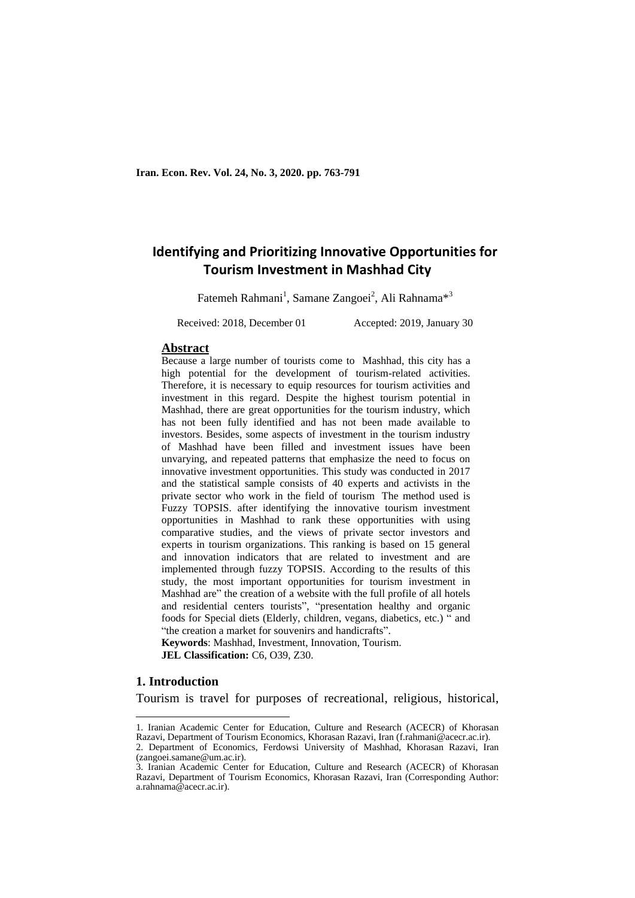# Identifying and Prioritizing Innovative Opportunities for Tourism Investment in Mashhad City

Fatemeh Rahmani[1], Samane Zangoei[2], Ali Rahnama*[3]

Received: 2018, December 01 Accepted: 2019, January 30

## Abstract

Because a large number of tourists come to Mashhad, this city has a high potential for the development of tourism-related activities. Therefore, it is necessary to equip resources for tourism activities and investment in this regard. Despite the highest tourism potential in Mashhad, there are great opportunities for the tourism industry, which has not been fully identified and has not been made available to investors. Besides, some aspects of investment in the tourism industry of Mashhad have been filled and investment issues have been unvarying, and repeated patterns that emphasize the need to focus on innovative investment opportunities. This study was conducted in 2017 and the statistical sample consists of 40 experts and activists in the private sector who work in the field of tourism The method used is Fuzzy TOPSIS. after identifying the innovative tourism investment opportunities in Mashhad to rank these opportunities with using comparative studies, and the views of private sector investors and experts in tourism organizations. This ranking is based on 15 general and innovation indicators that are related to investment and are implemented through fuzzy TOPSIS. According to the results of this study, the most important opportunities for tourism investment in Mashhad are" the creation of a website with the full profile of all hotels and residential centers tourists", "presentation healthy and organic foods for Special diets (Elderly, children, vegans, diabetics, etc.) " and "the creation a market for souvenirs and handicrafts".

**Keywords**: Mashhad, Investment, Innovation, Tourism.

**JEL Classification:** C6, O39, Z30.

## 1. Introduction

Tourism is travel for purposes of recreational, religious, historical,

---

1. Iranian Academic Center for Education, Culture and Research (ACECR) of Khorasan Razavi, Department of Tourism Economics, Khorasan Razavi, Iran (f.rahmani@acecr.ac.ir).

2. Department of Economics, Ferdowsi University of Mashhad, Khorasan Razavi, Iran (zangoei.samane@um.ac.ir).

3. Iranian Academic Center for Education, Culture and Research (ACECR) of Khorasan Razavi, Department of Tourism Economics, Khorasan Razavi, Iran (Corresponding Author: a.rahnama@acecr.ac.ir).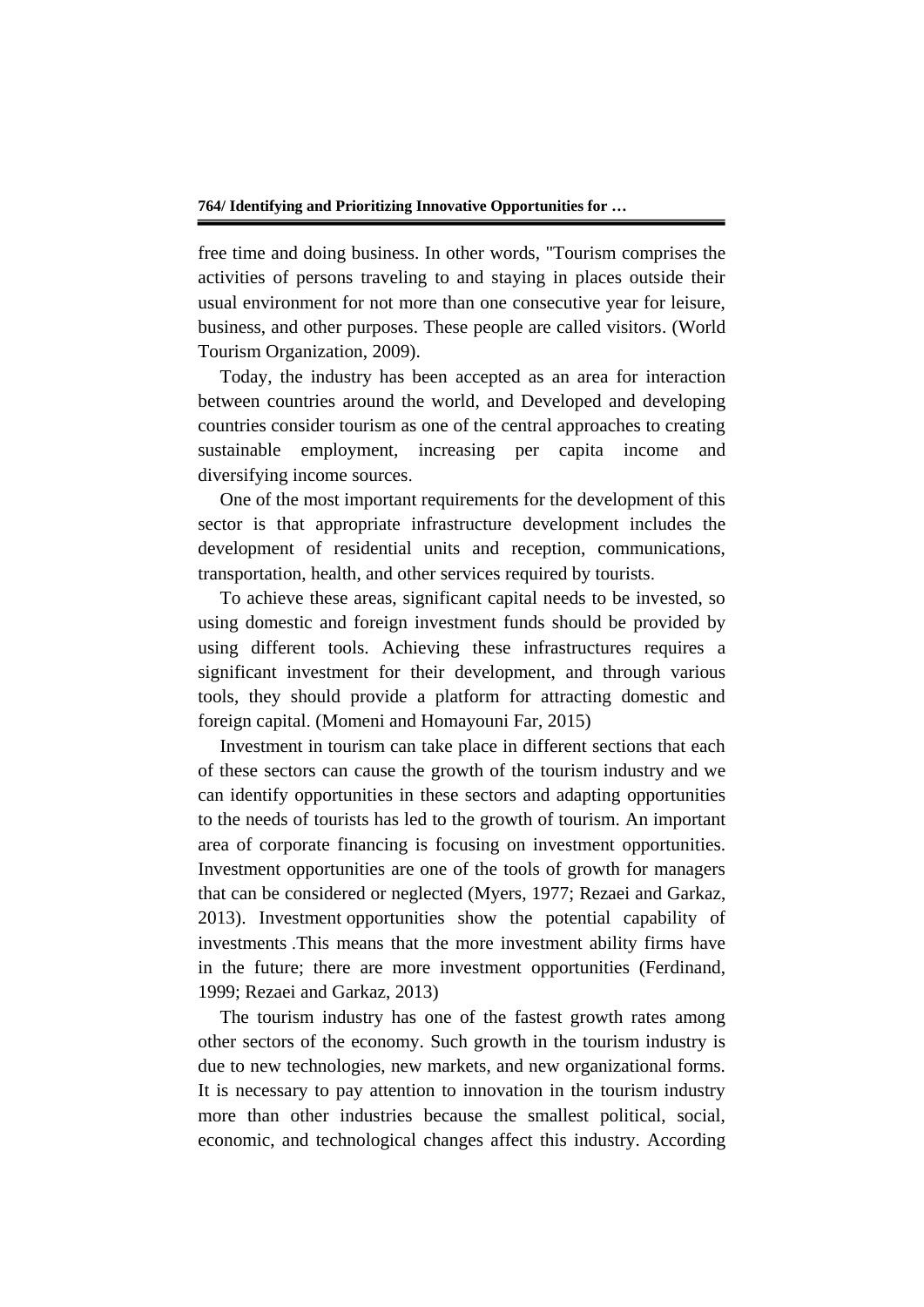free time and doing business. In other words, "Tourism comprises the activities of persons traveling to and staying in places outside their usual environment for not more than one consecutive year for leisure, business, and other purposes. These people are called visitors. (World Tourism Organization, 2009).

Today, the industry has been accepted as an area for interaction between countries around the world, and Developed and developing countries consider tourism as one of the central approaches to creating sustainable employment, increasing per capita income and diversifying income sources.

One of the most important requirements for the development of this sector is that appropriate infrastructure development includes the development of residential units and reception, communications, transportation, health, and other services required by tourists.

To achieve these areas, significant capital needs to be invested, so using domestic and foreign investment funds should be provided by using different tools. Achieving these infrastructures requires a significant investment for their development, and through various tools, they should provide a platform for attracting domestic and foreign capital. (Momeni and Homayouni Far, 2015)

Investment in tourism can take place in different sections that each of these sectors can cause the growth of the tourism industry and we can identify opportunities in these sectors and adapting opportunities to the needs of tourists has led to the growth of tourism. An important area of corporate financing is focusing on investment opportunities. Investment opportunities are one of the tools of growth for managers that can be considered or neglected (Myers, 1977; Rezaei and Garkaz, 2013). Investment opportunities show the potential capability of investments .This means that the more investment ability firms have in the future; there are more investment opportunities (Ferdinand, 1999; Rezaei and Garkaz, 2013)

The tourism industry has one of the fastest growth rates among other sectors of the economy. Such growth in the tourism industry is due to new technologies, new markets, and new organizational forms. It is necessary to pay attention to innovation in the tourism industry more than other industries because the smallest political, social, economic, and technological changes affect this industry. According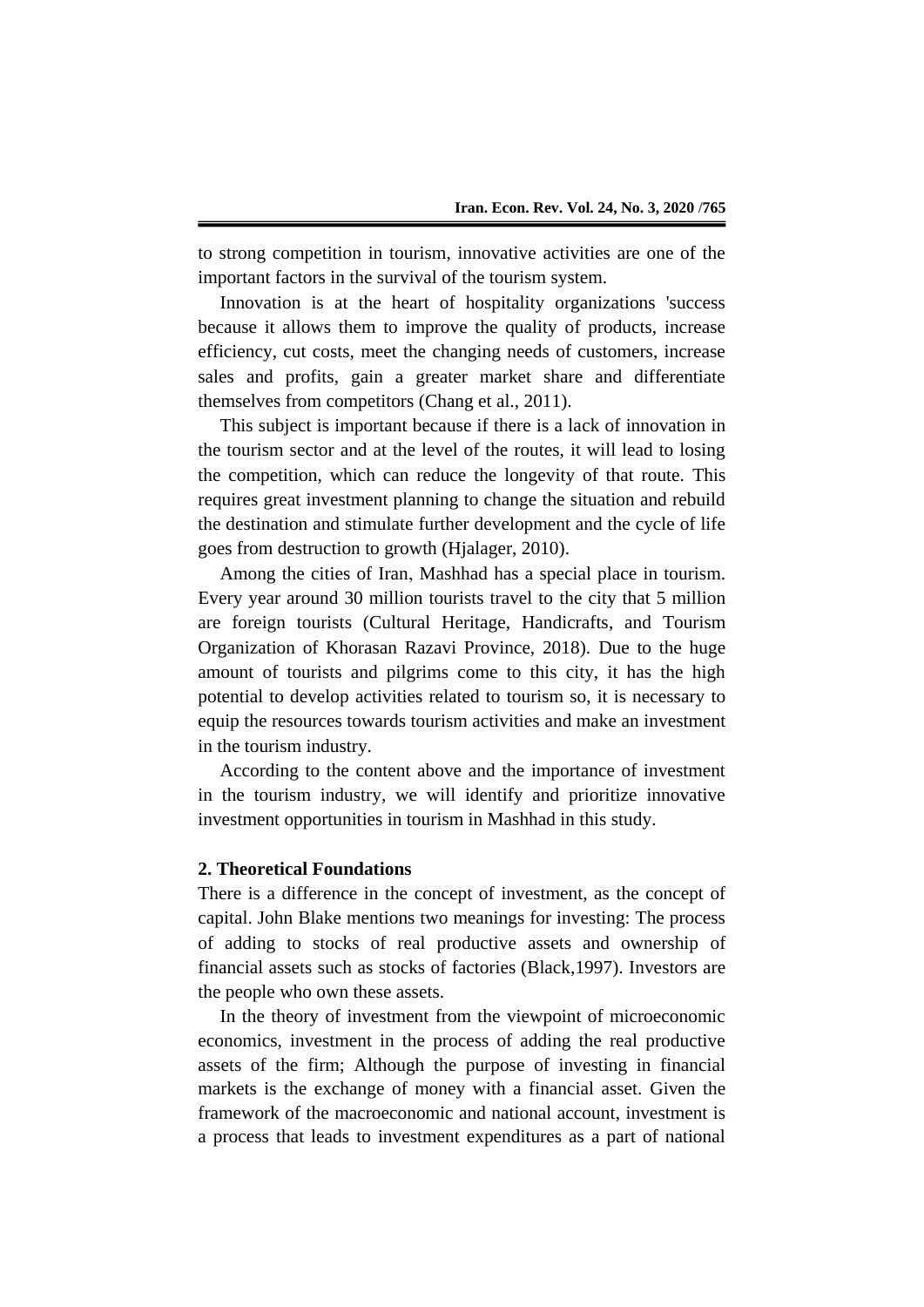to strong competition in tourism, innovative activities are one of the important factors in the survival of the tourism system.

Innovation is at the heart of hospitality organizations 'success because it allows them to improve the quality of products, increase efficiency, cut costs, meet the changing needs of customers, increase sales and profits, gain a greater market share and differentiate themselves from competitors (Chang et al., 2011).

This subject is important because if there is a lack of innovation in the tourism sector and at the level of the routes, it will lead to losing the competition, which can reduce the longevity of that route. This requires great investment planning to change the situation and rebuild the destination and stimulate further development and the cycle of life goes from destruction to growth (Hjalager, 2010).

Among the cities of Iran, Mashhad has a special place in tourism. Every year around 30 million tourists travel to the city that 5 million are foreign tourists (Cultural Heritage, Handicrafts, and Tourism Organization of Khorasan Razavi Province, 2018). Due to the huge amount of tourists and pilgrims come to this city, it has the high potential to develop activities related to tourism so, it is necessary to equip the resources towards tourism activities and make an investment in the tourism industry.

According to the content above and the importance of investment in the tourism industry, we will identify and prioritize innovative investment opportunities in tourism in Mashhad in this study.

## 2. Theoretical Foundations

There is a difference in the concept of investment, as the concept of capital. John Blake mentions two meanings for investing: The process of adding to stocks of real productive assets and ownership of financial assets such as stocks of factories (Black,1997). Investors are the people who own these assets.

In the theory of investment from the viewpoint of microeconomic economics, investment in the process of adding the real productive assets of the firm; Although the purpose of investing in financial markets is the exchange of money with a financial asset. Given the framework of the macroeconomic and national account, investment is a process that leads to investment expenditures as a part of national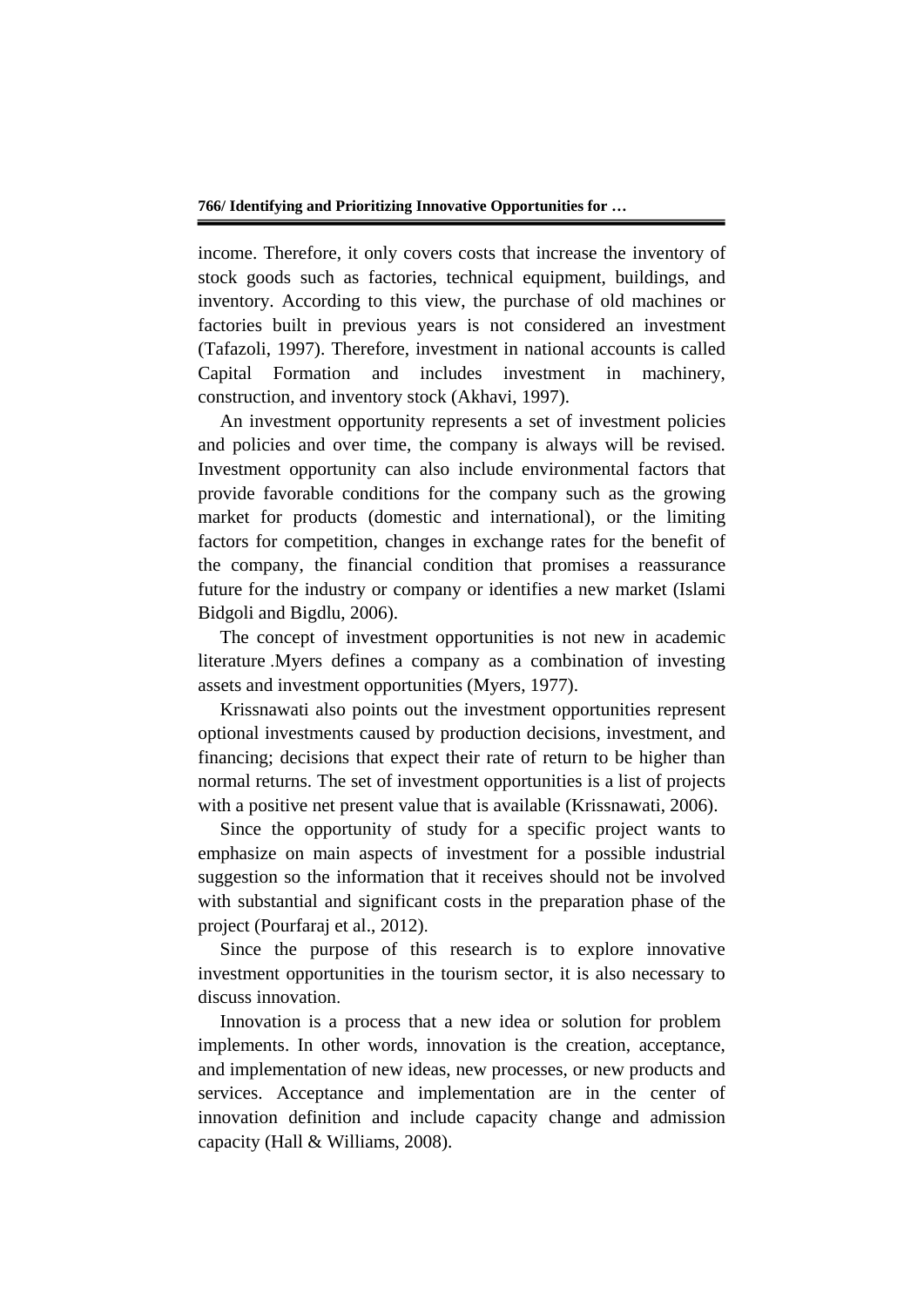income. Therefore, it only covers costs that increase the inventory of stock goods such as factories, technical equipment, buildings, and inventory. According to this view, the purchase of old machines or factories built in previous years is not considered an investment (Tafazoli, 1997). Therefore, investment in national accounts is called Capital Formation and includes investment in machinery, construction, and inventory stock (Akhavi, 1997).

An investment opportunity represents a set of investment policies and policies and over time, the company is always will be revised. Investment opportunity can also include environmental factors that provide favorable conditions for the company such as the growing market for products (domestic and international), or the limiting factors for competition, changes in exchange rates for the benefit of the company, the financial condition that promises a reassurance future for the industry or company or identifies a new market (Islami Bidgoli and Bigdlu, 2006).

The concept of investment opportunities is not new in academic literature .Myers defines a company as a combination of investing assets and investment opportunities (Myers, 1977).

Krissnawati also points out the investment opportunities represent optional investments caused by production decisions, investment, and financing; decisions that expect their rate of return to be higher than normal returns. The set of investment opportunities is a list of projects with a positive net present value that is available (Krissnawati, 2006).

Since the opportunity of study for a specific project wants to emphasize on main aspects of investment for a possible industrial suggestion so the information that it receives should not be involved with substantial and significant costs in the preparation phase of the project (Pourfaraj et al., 2012).

Since the purpose of this research is to explore innovative investment opportunities in the tourism sector, it is also necessary to discuss innovation.

Innovation is a process that a new idea or solution for problem implements. In other words, innovation is the creation, acceptance, and implementation of new ideas, new processes, or new products and services. Acceptance and implementation are in the center of innovation definition and include capacity change and admission capacity (Hall & Williams, 2008).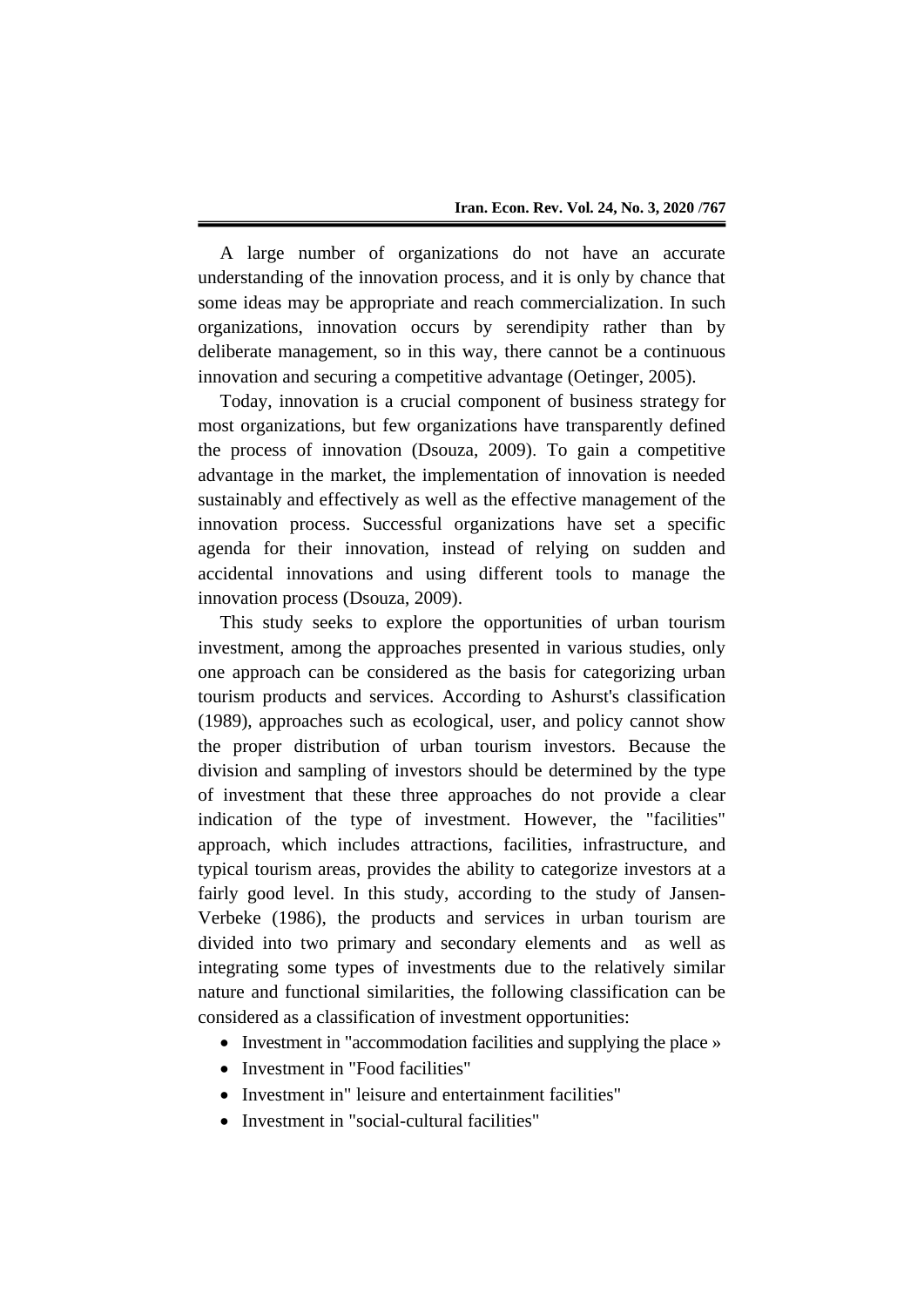A large number of organizations do not have an accurate understanding of the innovation process, and it is only by chance that some ideas may be appropriate and reach commercialization. In such organizations, innovation occurs by serendipity rather than by deliberate management, so in this way, there cannot be a continuous innovation and securing a competitive advantage (Oetinger, 2005).

Today, innovation is a crucial component of business strategy for most organizations, but few organizations have transparently defined the process of innovation (Dsouza, 2009). To gain a competitive advantage in the market, the implementation of innovation is needed sustainably and effectively as well as the effective management of the innovation process. Successful organizations have set a specific agenda for their innovation, instead of relying on sudden and accidental innovations and using different tools to manage the innovation process (Dsouza, 2009).

This study seeks to explore the opportunities of urban tourism investment, among the approaches presented in various studies, only one approach can be considered as the basis for categorizing urban tourism products and services. According to Ashurst's classification (1989), approaches such as ecological, user, and policy cannot show the proper distribution of urban tourism investors. Because the division and sampling of investors should be determined by the type of investment that these three approaches do not provide a clear indication of the type of investment. However, the "facilities" approach, which includes attractions, facilities, infrastructure, and typical tourism areas, provides the ability to categorize investors at a fairly good level. In this study, according to the study of Jansen-Verbeke (1986), the products and services in urban tourism are divided into two primary and secondary elements and as well as integrating some types of investments due to the relatively similar nature and functional similarities, the following classification can be considered as a classification of investment opportunities:

- Investment in "accommodation facilities and supplying the place »
- Investment in "Food facilities"
- Investment in" leisure and entertainment facilities"
- Investment in "social-cultural facilities"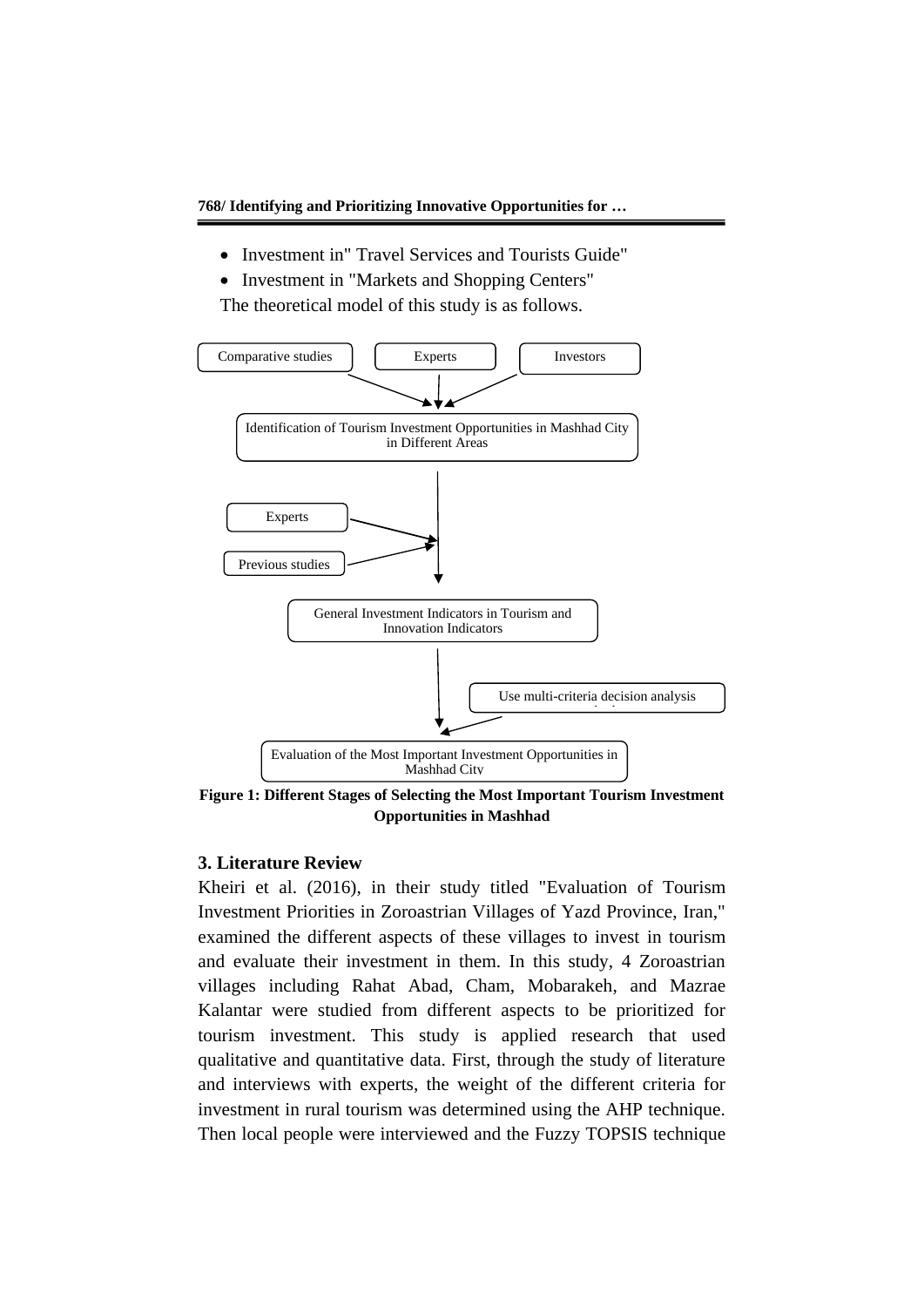- Investment in" Travel Services and Tourists Guide"
- Investment in "Markets and Shopping Centers"

The theoretical model of this study is as follows.

Comparative studies | Experts | Investors

Identification of Tourism Investment Opportunities in Mashhad City in Different Areas

Experts

Previous studies

General Investment Indicators in Tourism and Innovation Indicators

Use multi-criteria decision analysis

Evaluation of the Most Important Investment Opportunities in Mashhad City

**Figure 1: Different Stages of Selecting the Most Important Tourism Investment Opportunities in Mashhad**

## 3. Literature Review

Kheiri et al. (2016), in their study titled "Evaluation of Tourism Investment Priorities in Zoroastrian Villages of Yazd Province, Iran," examined the different aspects of these villages to invest in tourism and evaluate their investment in them. In this study, 4 Zoroastrian villages including Rahat Abad, Cham, Mobarakeh, and Mazrae Kalantar were studied from different aspects to be prioritized for tourism investment. This study is applied research that used qualitative and quantitative data. First, through the study of literature and interviews with experts, the weight of the different criteria for investment in rural tourism was determined using the AHP technique. Then local people were interviewed and the Fuzzy TOPSIS technique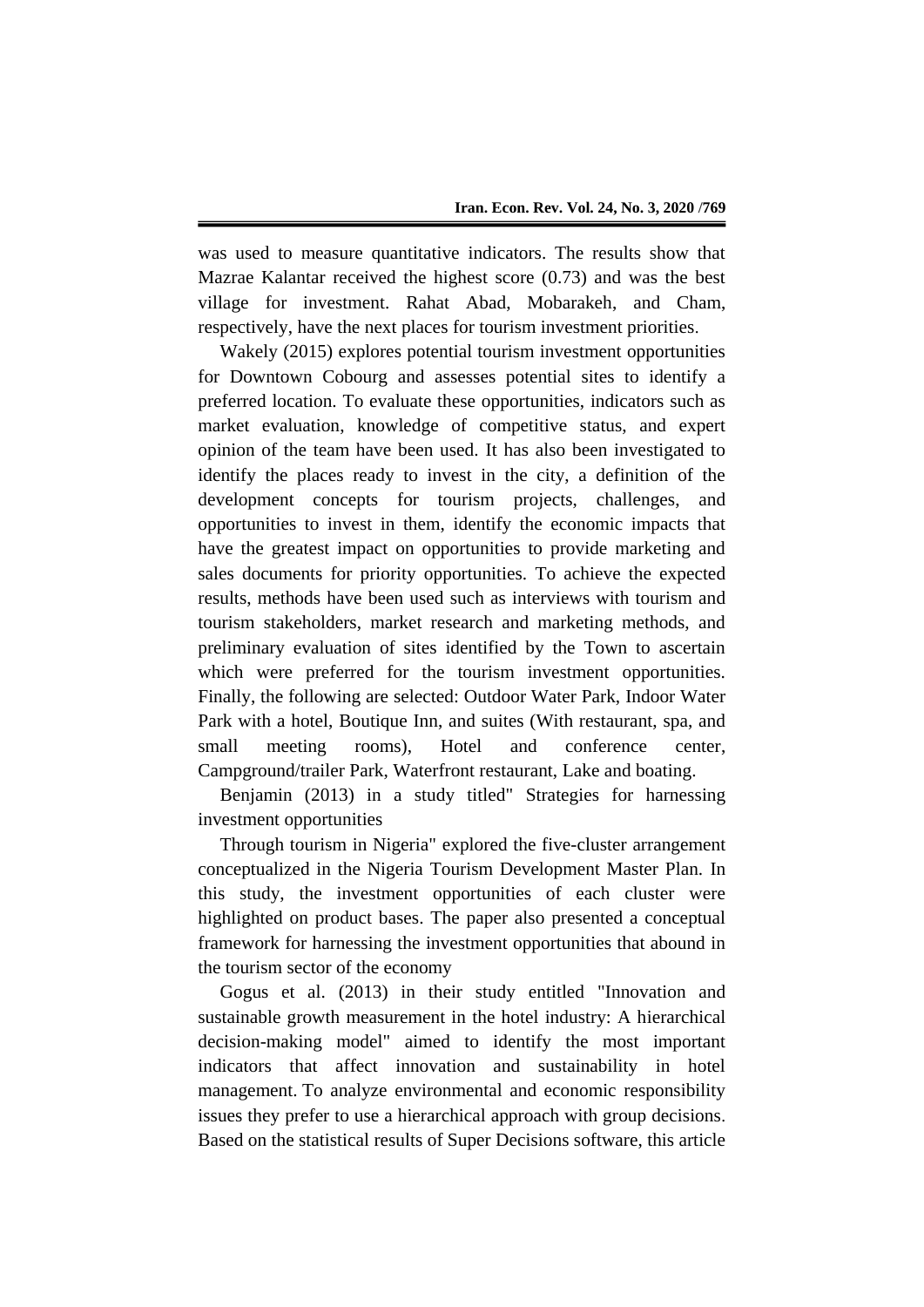was used to measure quantitative indicators. The results show that Mazrae Kalantar received the highest score (0.73) and was the best village for investment. Rahat Abad, Mobarakeh, and Cham, respectively, have the next places for tourism investment priorities.

Wakely (2015) explores potential tourism investment opportunities for Downtown Cobourg and assesses potential sites to identify a preferred location. To evaluate these opportunities, indicators such as market evaluation, knowledge of competitive status, and expert opinion of the team have been used. It has also been investigated to identify the places ready to invest in the city, a definition of the development concepts for tourism projects, challenges, and opportunities to invest in them, identify the economic impacts that have the greatest impact on opportunities to provide marketing and sales documents for priority opportunities. To achieve the expected results, methods have been used such as interviews with tourism and tourism stakeholders, market research and marketing methods, and preliminary evaluation of sites identified by the Town to ascertain which were preferred for the tourism investment opportunities. Finally, the following are selected: Outdoor Water Park, Indoor Water Park with a hotel, Boutique Inn, and suites (With restaurant, spa, and small meeting rooms), Hotel and conference center, Campground/trailer Park, Waterfront restaurant, Lake and boating.

Benjamin (2013) in a study titled" Strategies for harnessing investment opportunities

Through tourism in Nigeria" explored the five-cluster arrangement conceptualized in the Nigeria Tourism Development Master Plan. In this study, the investment opportunities of each cluster were highlighted on product bases. The paper also presented a conceptual framework for harnessing the investment opportunities that abound in the tourism sector of the economy

Gogus et al. (2013) in their study entitled "Innovation and sustainable growth measurement in the hotel industry: A hierarchical decision-making model" aimed to identify the most important indicators that affect innovation and sustainability in hotel management. To analyze environmental and economic responsibility issues they prefer to use a hierarchical approach with group decisions. Based on the statistical results of Super Decisions software, this article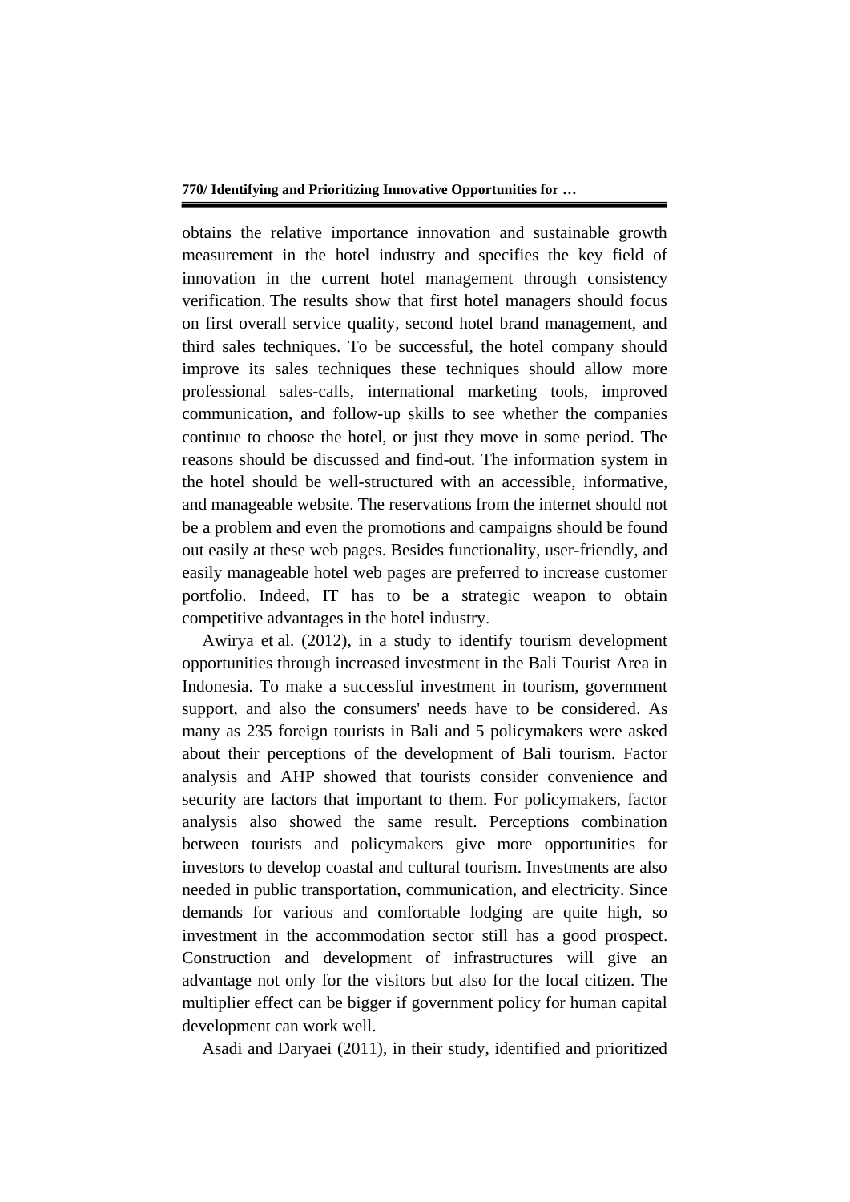obtains the relative importance innovation and sustainable growth measurement in the hotel industry and specifies the key field of innovation in the current hotel management through consistency verification. The results show that first hotel managers should focus on first overall service quality, second hotel brand management, and third sales techniques. To be successful, the hotel company should improve its sales techniques these techniques should allow more professional sales-calls, international marketing tools, improved communication, and follow-up skills to see whether the companies continue to choose the hotel, or just they move in some period. The reasons should be discussed and find-out. The information system in the hotel should be well-structured with an accessible, informative, and manageable website. The reservations from the internet should not be a problem and even the promotions and campaigns should be found out easily at these web pages. Besides functionality, user-friendly, and easily manageable hotel web pages are preferred to increase customer portfolio. Indeed, IT has to be a strategic weapon to obtain competitive advantages in the hotel industry.

Awirya et al. (2012), in a study to identify tourism development opportunities through increased investment in the Bali Tourist Area in Indonesia. To make a successful investment in tourism, government support, and also the consumers' needs have to be considered. As many as 235 foreign tourists in Bali and 5 policymakers were asked about their perceptions of the development of Bali tourism. Factor analysis and AHP showed that tourists consider convenience and security are factors that important to them. For policymakers, factor analysis also showed the same result. Perceptions combination between tourists and policymakers give more opportunities for investors to develop coastal and cultural tourism. Investments are also needed in public transportation, communication, and electricity. Since demands for various and comfortable lodging are quite high, so investment in the accommodation sector still has a good prospect. Construction and development of infrastructures will give an advantage not only for the visitors but also for the local citizen. The multiplier effect can be bigger if government policy for human capital development can work well.

Asadi and Daryaei (2011), in their study, identified and prioritized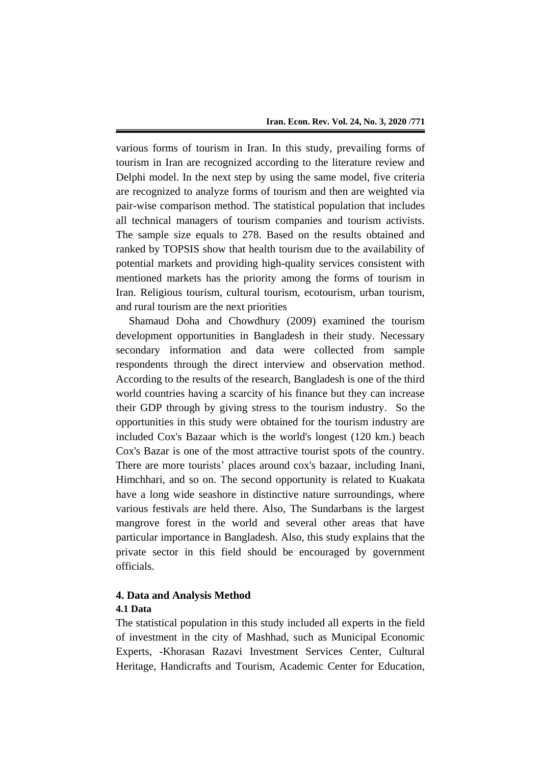various forms of tourism in Iran. In this study, prevailing forms of tourism in Iran are recognized according to the literature review and Delphi model. In the next step by using the same model, five criteria are recognized to analyze forms of tourism and then are weighted via pair-wise comparison method. The statistical population that includes all technical managers of tourism companies and tourism activists. The sample size equals to 278. Based on the results obtained and ranked by TOPSIS show that health tourism due to the availability of potential markets and providing high-quality services consistent with mentioned markets has the priority among the forms of tourism in Iran. Religious tourism, cultural tourism, ecotourism, urban tourism, and rural tourism are the next priorities

Shamaud Doha and Chowdhury (2009) examined the tourism development opportunities in Bangladesh in their study. Necessary secondary information and data were collected from sample respondents through the direct interview and observation method. According to the results of the research, Bangladesh is one of the third world countries having a scarcity of his finance but they can increase their GDP through by giving stress to the tourism industry. So the opportunities in this study were obtained for the tourism industry are included Cox's Bazaar which is the world's longest (120 km.) beach Cox's Bazar is one of the most attractive tourist spots of the country. There are more tourists' places around cox's bazaar, including Inani, Himchhari, and so on. The second opportunity is related to Kuakata have a long wide seashore in distinctive nature surroundings, where various festivals are held there. Also, The Sundarbans is the largest mangrove forest in the world and several other areas that have particular importance in Bangladesh. Also, this study explains that the private sector in this field should be encouraged by government officials.

## 4. Data and Analysis Method

### 4.1 Data

The statistical population in this study included all experts in the field of investment in the city of Mashhad, such as Municipal Economic Experts, -Khorasan Razavi Investment Services Center, Cultural Heritage, Handicrafts and Tourism, Academic Center for Education,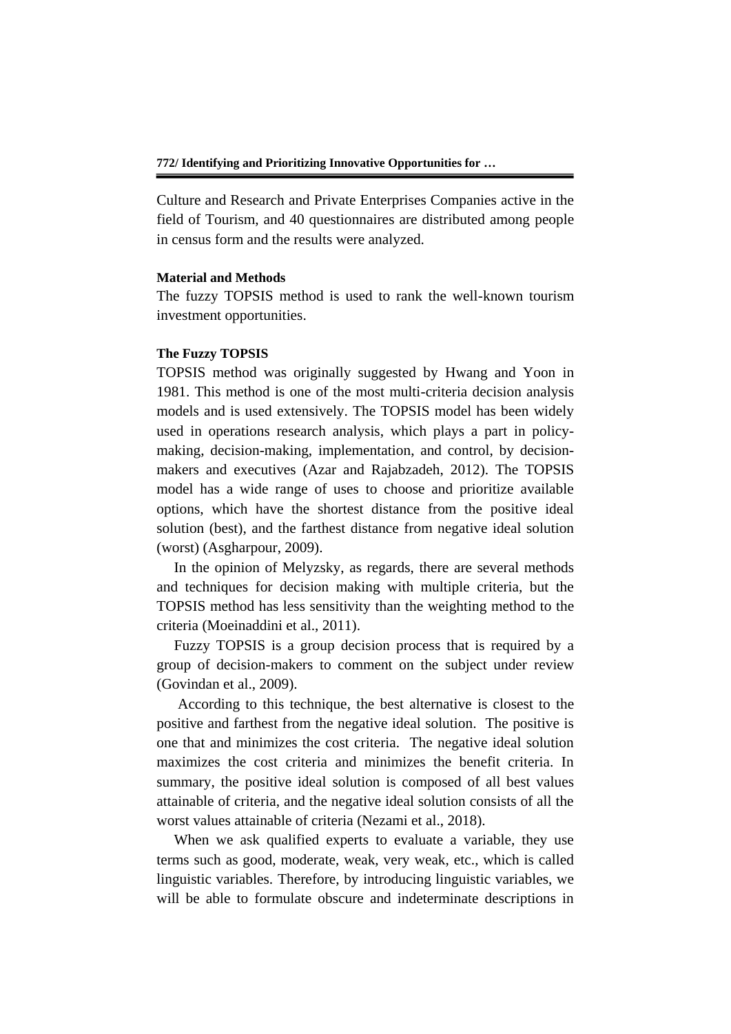Culture and Research and Private Enterprises Companies active in the field of Tourism, and 40 questionnaires are distributed among people in census form and the results were analyzed.

**Material and Methods**

The fuzzy TOPSIS method is used to rank the well-known tourism investment opportunities.

**The Fuzzy TOPSIS**

TOPSIS method was originally suggested by Hwang and Yoon in 1981. This method is one of the most multi-criteria decision analysis models and is used extensively. The TOPSIS model has been widely used in operations research analysis, which plays a part in policy-making, decision-making, implementation, and control, by decision-makers and executives (Azar and Rajabzadeh, 2012). The TOPSIS model has a wide range of uses to choose and prioritize available options, which have the shortest distance from the positive ideal solution (best), and the farthest distance from negative ideal solution (worst) (Asgharpour, 2009).

In the opinion of Melyzsky, as regards, there are several methods and techniques for decision making with multiple criteria, but the TOPSIS method has less sensitivity than the weighting method to the criteria (Moeinaddini et al., 2011).

Fuzzy TOPSIS is a group decision process that is required by a group of decision-makers to comment on the subject under review (Govindan et al., 2009).

According to this technique, the best alternative is closest to the positive and farthest from the negative ideal solution. The positive is one that and minimizes the cost criteria. The negative ideal solution maximizes the cost criteria and minimizes the benefit criteria. In summary, the positive ideal solution is composed of all best values attainable of criteria, and the negative ideal solution consists of all the worst values attainable of criteria (Nezami et al., 2018).

When we ask qualified experts to evaluate a variable, they use terms such as good, moderate, weak, very weak, etc., which is called linguistic variables. Therefore, by introducing linguistic variables, we will be able to formulate obscure and indeterminate descriptions in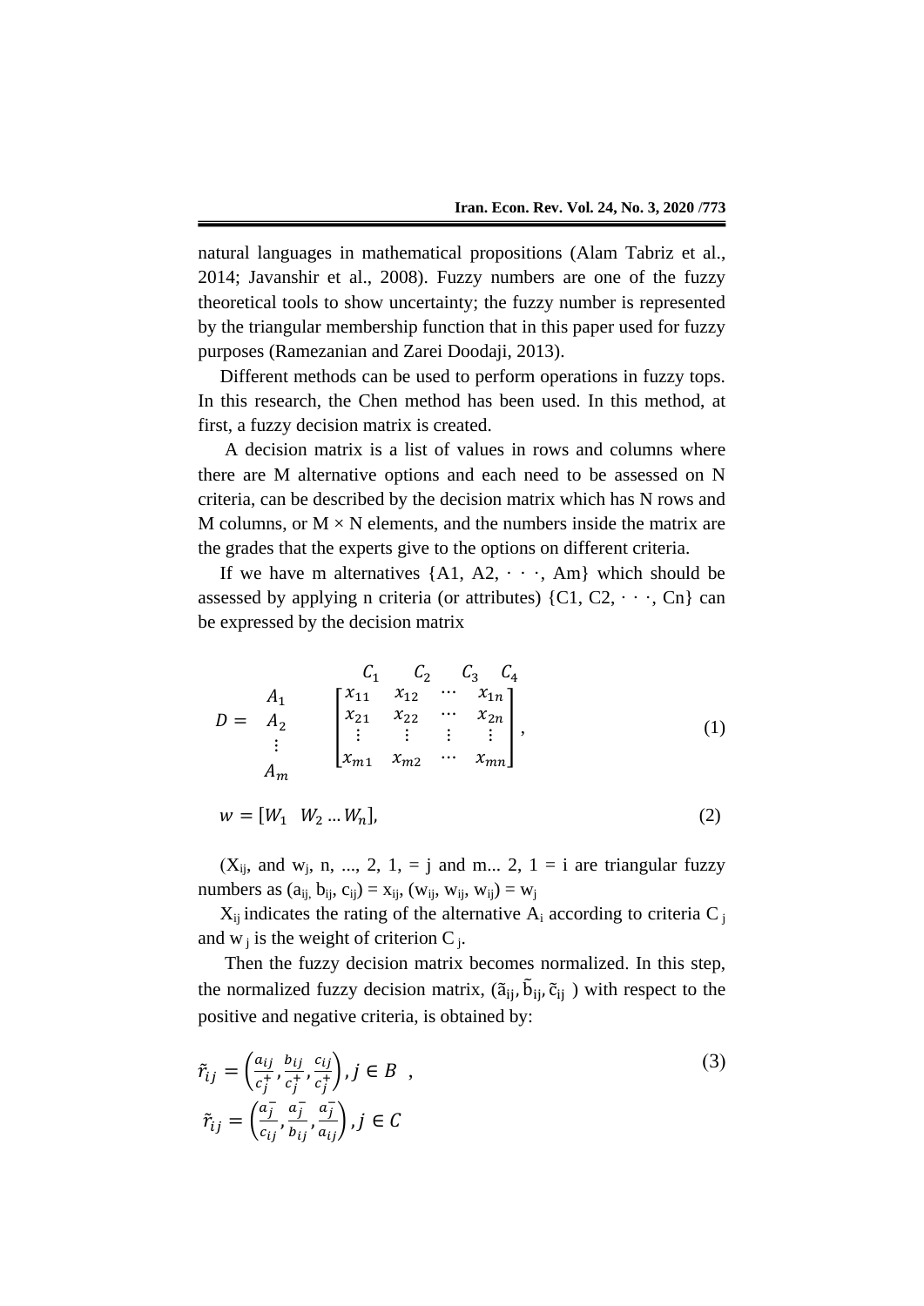natural languages in mathematical propositions (Alam Tabriz et al., 2014; Javanshir et al., 2008). Fuzzy numbers are one of the fuzzy theoretical tools to show uncertainty; the fuzzy number is represented by the triangular membership function that in this paper used for fuzzy purposes (Ramezanian and Zarei Doodaji, 2013).

Different methods can be used to perform operations in fuzzy tops. In this research, the Chen method has been used. In this method, at first, a fuzzy decision matrix is created.

A decision matrix is a list of values in rows and columns where there are M alternative options and each need to be assessed on N criteria, can be described by the decision matrix which has N rows and M columns, or M × N elements, and the numbers inside the matrix are the grades that the experts give to the options on different criteria.

If we have m alternatives {A1, A2, · · ·, Am} which should be assessed by applying n criteria (or attributes) {C1, C2, · · ·, Cn} can be expressed by the decision matrix

$$D = \begin{matrix} A_1 \\ A_2 \\ \vdots \\ A_m \end{matrix} \quad \overset{\begin{matrix} C_1 & C_2 & C_3 & C_4 \end{matrix}}{\begin{bmatrix} x_{11} & x_{12} & \cdots & x_{1n} \\ x_{21} & x_{22} & \cdots & x_{2n} \\ \vdots & \vdots & \vdots & \vdots \\ x_{m1} & x_{m2} & \cdots & x_{mn} \end{bmatrix}}, \tag{1}$$

$$w = [W_1 \quad W_2 \ldots W_n], \tag{2}$$

($X_{ij}$, and $w_j$, n, ..., 2, 1, = j and m... 2, 1 = i are triangular fuzzy numbers as $(a_{ij}, b_{ij}, c_{ij}) = x_{ij}$, $(w_{ij}, w_{ij}, w_{ij}) = w_j$

$X_{ij}$ indicates the rating of the alternative $A_i$ according to criteria $C_j$ and $w_j$ is the weight of criterion $C_j$.

Then the fuzzy decision matrix becomes normalized. In this step, the normalized fuzzy decision matrix, $(\tilde{a}_{ij}, \tilde{b}_{ij}, \tilde{c}_{ij})$ with respect to the positive and negative criteria, is obtained by:

$$\tilde{r}_{ij} = \left(\frac{a_{ij}}{c_j^+}, \frac{b_{ij}}{c_j^+}, \frac{c_{ij}}{c_j^+}\right), j \in B \quad , \tag{3}$$

$$\tilde{r}_{ij} = \left(\frac{a_j^-}{c_{ij}}, \frac{a_j^-}{b_{ij}}, \frac{a_j^-}{a_{ij}}\right), j \in C$$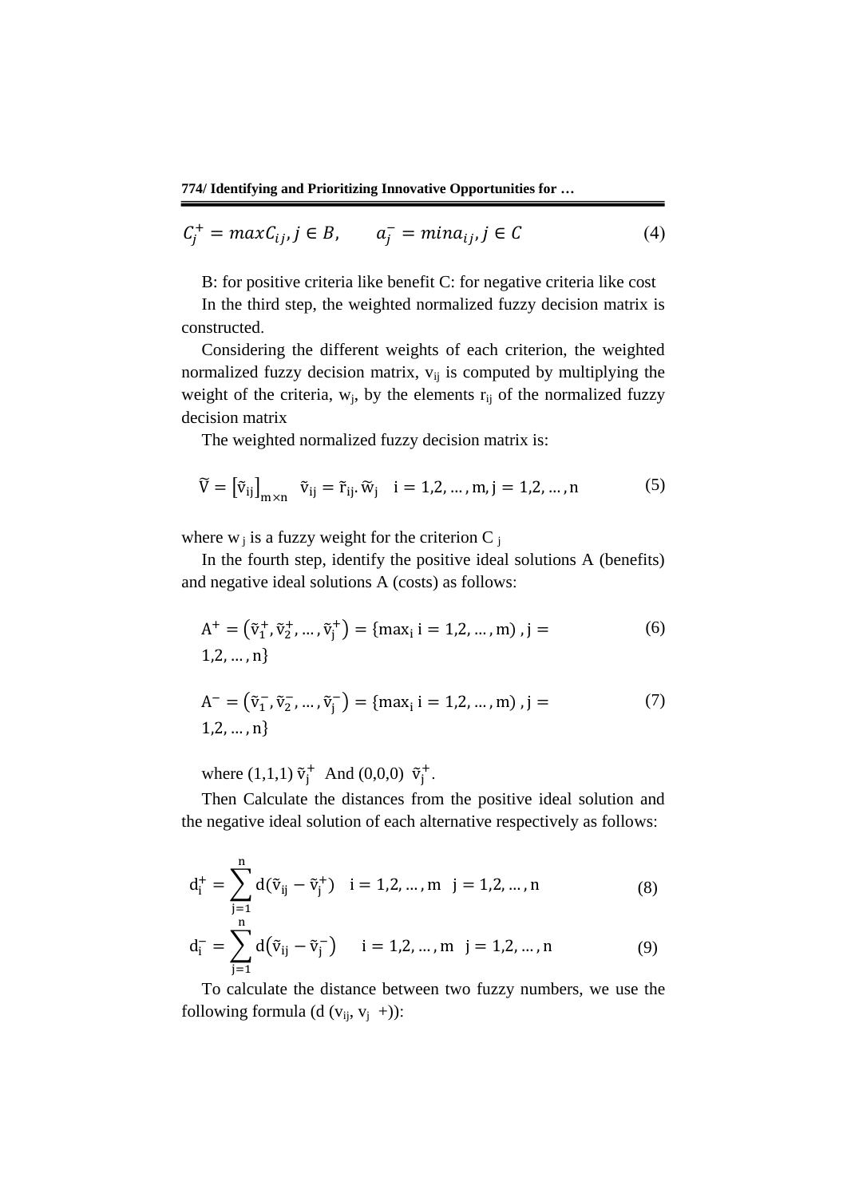$$C_j^+ = maxC_{ij}, j \in B, \qquad a_j^- = mina_{ij}, j \in C \tag{4}$$

B: for positive criteria like benefit C: for negative criteria like cost

In the third step, the weighted normalized fuzzy decision matrix is constructed.

Considering the different weights of each criterion, the weighted normalized fuzzy decision matrix, $v_{ij}$ is computed by multiplying the weight of the criteria, $w_j$, by the elements $r_{ij}$ of the normalized fuzzy decision matrix

The weighted normalized fuzzy decision matrix is:

$$\widetilde{V} = \left[\tilde{v}_{ij}\right]_{m\times n} \quad \tilde{v}_{ij} = \tilde{r}_{ij}.\widetilde{w}_j \quad i = 1,2,\dots,m, j = 1,2,\dots,n \tag{5}$$

where $w_j$ is a fuzzy weight for the criterion $C_j$

In the fourth step, identify the positive ideal solutions A (benefits) and negative ideal solutions A (costs) as follows:

$$A^+ = \left(\tilde{v}_1^+, \tilde{v}_2^+, \dots, \tilde{v}_j^+\right) = \{\max_i i = 1,2,\dots,m) , j = 1,2,\dots,n\} \tag{6}$$

$$A^- = \left(\tilde{v}_1^-, \tilde{v}_2^-, \dots, \tilde{v}_j^-\right) = \{\max_i i = 1,2,\dots,m) , j = 1,2,\dots,n\} \tag{7}$$

where (1,1,1) $\tilde{v}_j^+$ And (0,0,0) $\tilde{v}_j^+$.

Then Calculate the distances from the positive ideal solution and the negative ideal solution of each alternative respectively as follows:

$$d_i^+ = \sum_{j=1}^{n} d(\tilde{v}_{ij} - \tilde{v}_j^+) \quad i = 1,2,\dots,m \quad j = 1,2,\dots,n \tag{8}$$

$$d_i^- = \sum_{j=1}^{n} d\left(\tilde{v}_{ij} - \tilde{v}_j^-\right) \quad i = 1,2,\dots,m \quad j = 1,2,\dots,n \tag{9}$$

To calculate the distance between two fuzzy numbers, we use the following formula (d ($v_{ij}$, $v_j$ +)):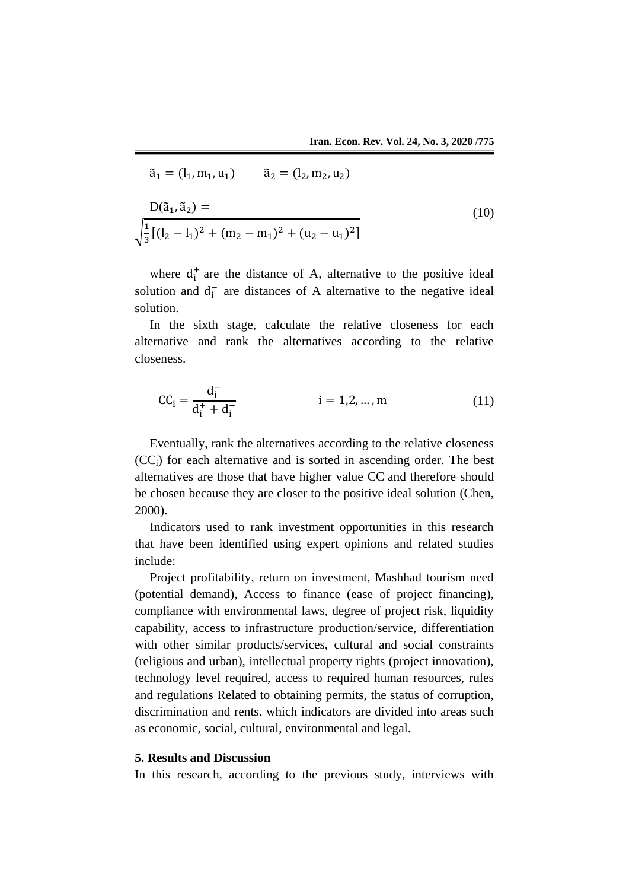$$\tilde{a}_1 = (l_1, m_1, u_1) \qquad \tilde{a}_2 = (l_2, m_2, u_2)$$

$$D(\tilde{a}_1, \tilde{a}_2) = \sqrt{\frac{1}{3}\left[(l_2 - l_1)^2 + (m_2 - m_1)^2 + (u_2 - u_1)^2\right]} \tag{10}$$

where $d_i^+$ are the distance of A, alternative to the positive ideal solution and $d_i^-$ are distances of A alternative to the negative ideal solution.

In the sixth stage, calculate the relative closeness for each alternative and rank the alternatives according to the relative closeness.

$$CC_i = \frac{d_i^-}{d_i^+ + d_i^-} \qquad i = 1,2,\dots,m \tag{11}$$

Eventually, rank the alternatives according to the relative closeness ($CC_i$) for each alternative and is sorted in ascending order. The best alternatives are those that have higher value CC and therefore should be chosen because they are closer to the positive ideal solution (Chen, 2000).

Indicators used to rank investment opportunities in this research that have been identified using expert opinions and related studies include:

Project profitability, return on investment, Mashhad tourism need (potential demand), Access to finance (ease of project financing), compliance with environmental laws, degree of project risk, liquidity capability, access to infrastructure production/service, differentiation with other similar products/services, cultural and social constraints (religious and urban), intellectual property rights (project innovation), technology level required, access to required human resources, rules and regulations Related to obtaining permits, the status of corruption, discrimination and rents, which indicators are divided into areas such as economic, social, cultural, environmental and legal.

## 5. Results and Discussion

In this research, according to the previous study, interviews with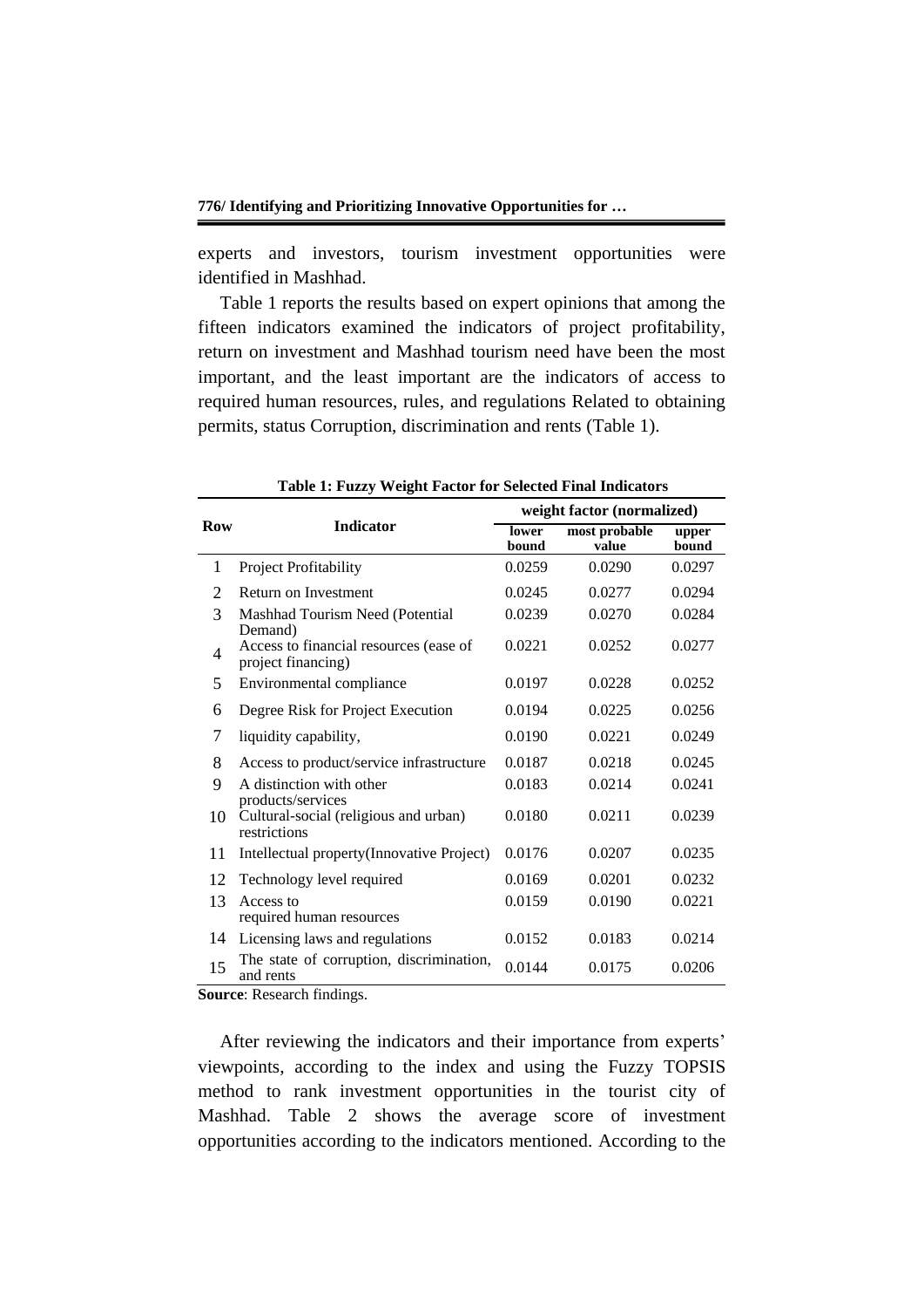experts and investors, tourism investment opportunities were identified in Mashhad.

Table 1 reports the results based on expert opinions that among the fifteen indicators examined the indicators of project profitability, return on investment and Mashhad tourism need have been the most important, and the least important are the indicators of access to required human resources, rules, and regulations Related to obtaining permits, status Corruption, discrimination and rents (Table 1).

**Table 1: Fuzzy Weight Factor for Selected Final Indicators**

| Row | Indicator | weight factor (normalized) | | |
|---|---|---|---|---|
| | | lower bound | most probable value | upper bound |
| 1 | Project Profitability | 0.0259 | 0.0290 | 0.0297 |
| 2 | Return on Investment | 0.0245 | 0.0277 | 0.0294 |
| 3 | Mashhad Tourism Need (Potential Demand) | 0.0239 | 0.0270 | 0.0284 |
| 4 | Access to financial resources (ease of project financing) | 0.0221 | 0.0252 | 0.0277 |
| 5 | Environmental compliance | 0.0197 | 0.0228 | 0.0252 |
| 6 | Degree Risk for Project Execution | 0.0194 | 0.0225 | 0.0256 |
| 7 | liquidity capability, | 0.0190 | 0.0221 | 0.0249 |
| 8 | Access to product/service infrastructure | 0.0187 | 0.0218 | 0.0245 |
| 9 | A distinction with other products/services | 0.0183 | 0.0214 | 0.0241 |
| 10 | Cultural-social (religious and urban) restrictions | 0.0180 | 0.0211 | 0.0239 |
| 11 | Intellectual property(Innovative Project) | 0.0176 | 0.0207 | 0.0235 |
| 12 | Technology level required | 0.0169 | 0.0201 | 0.0232 |
| 13 | Access to required human resources | 0.0159 | 0.0190 | 0.0221 |
| 14 | Licensing laws and regulations | 0.0152 | 0.0183 | 0.0214 |
| 15 | The state of corruption, discrimination, and rents | 0.0144 | 0.0175 | 0.0206 |

**Source**: Research findings.

After reviewing the indicators and their importance from experts' viewpoints, according to the index and using the Fuzzy TOPSIS method to rank investment opportunities in the tourist city of Mashhad. Table 2 shows the average score of investment opportunities according to the indicators mentioned. According to the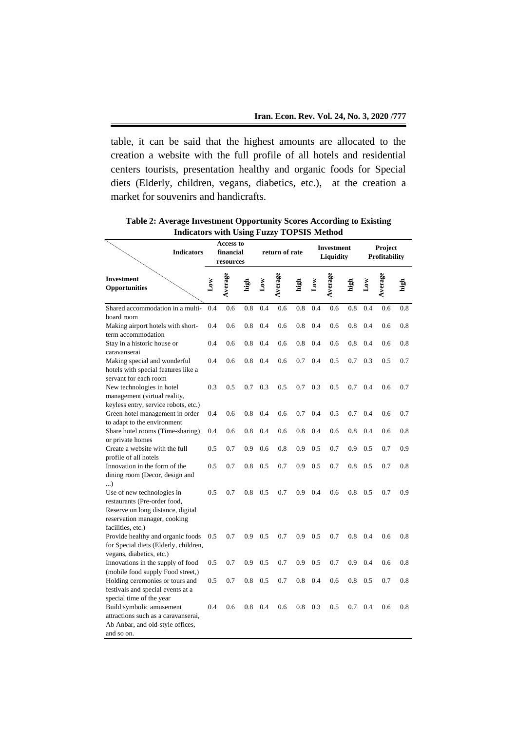table, it can be said that the highest amounts are allocated to the creation a website with the full profile of all hotels and residential centers tourists, presentation healthy and organic foods for Special diets (Elderly, children, vegans, diabetics, etc.), at the creation a market for souvenirs and handicrafts.

**Table 2: Average Investment Opportunity Scores According to Existing Indicators with Using Fuzzy TOPSIS Method**

| Indicators / Investment Opportunities | Access to financial resources | | | return of rate | | | Investment Liquidity | | | Project Profitability | | |
|---|---|---|---|---|---|---|---|---|---|---|---|---|
| | Low | Average | high | Low | Average | high | Low | Average | high | Low | Average | high |
| Shared accommodation in a multi-board room | 0.4 | 0.6 | 0.8 | 0.4 | 0.6 | 0.8 | 0.4 | 0.6 | 0.8 | 0.4 | 0.6 | 0.8 |
| Making airport hotels with short-term accommodation | 0.4 | 0.6 | 0.8 | 0.4 | 0.6 | 0.8 | 0.4 | 0.6 | 0.8 | 0.4 | 0.6 | 0.8 |
| Stay in a historic house or caravanserai | 0.4 | 0.6 | 0.8 | 0.4 | 0.6 | 0.8 | 0.4 | 0.6 | 0.8 | 0.4 | 0.6 | 0.8 |
| Making special and wonderful hotels with special features like a servant for each room | 0.4 | 0.6 | 0.8 | 0.4 | 0.6 | 0.7 | 0.4 | 0.5 | 0.7 | 0.3 | 0.5 | 0.7 |
| New technologies in hotel management (virtual reality, keyless entry, service robots, etc.) | 0.3 | 0.5 | 0.7 | 0.3 | 0.5 | 0.7 | 0.3 | 0.5 | 0.7 | 0.4 | 0.6 | 0.7 |
| Green hotel management in order to adapt to the environment | 0.4 | 0.6 | 0.8 | 0.4 | 0.6 | 0.7 | 0.4 | 0.5 | 0.7 | 0.4 | 0.6 | 0.7 |
| Share hotel rooms (Time-sharing) or private homes | 0.4 | 0.6 | 0.8 | 0.4 | 0.6 | 0.8 | 0.4 | 0.6 | 0.8 | 0.4 | 0.6 | 0.8 |
| Create a website with the full profile of all hotels | 0.5 | 0.7 | 0.9 | 0.6 | 0.8 | 0.9 | 0.5 | 0.7 | 0.9 | 0.5 | 0.7 | 0.9 |
| Innovation in the form of the dining room (Decor, design and ...) | 0.5 | 0.7 | 0.8 | 0.5 | 0.7 | 0.9 | 0.5 | 0.7 | 0.8 | 0.5 | 0.7 | 0.8 |
| Use of new technologies in restaurants (Pre-order food, Reserve on long distance, digital reservation manager, cooking facilities, etc.) | 0.5 | 0.7 | 0.8 | 0.5 | 0.7 | 0.9 | 0.4 | 0.6 | 0.8 | 0.5 | 0.7 | 0.9 |
| Provide healthy and organic foods for Special diets (Elderly, children, vegans, diabetics, etc.) | 0.5 | 0.7 | 0.9 | 0.5 | 0.7 | 0.9 | 0.5 | 0.7 | 0.8 | 0.4 | 0.6 | 0.8 |
| Innovations in the supply of food (mobile food supply Food street,) | 0.5 | 0.7 | 0.9 | 0.5 | 0.7 | 0.9 | 0.5 | 0.7 | 0.9 | 0.4 | 0.6 | 0.8 |
| Holding ceremonies or tours and festivals and special events at a special time of the year | 0.5 | 0.7 | 0.8 | 0.5 | 0.7 | 0.8 | 0.4 | 0.6 | 0.8 | 0.5 | 0.7 | 0.8 |
| Build symbolic amusement attractions such as a caravanserai, Ab Anbar, and old-style offices, and so on. | 0.4 | 0.6 | 0.8 | 0.4 | 0.6 | 0.8 | 0.3 | 0.5 | 0.7 | 0.4 | 0.6 | 0.8 |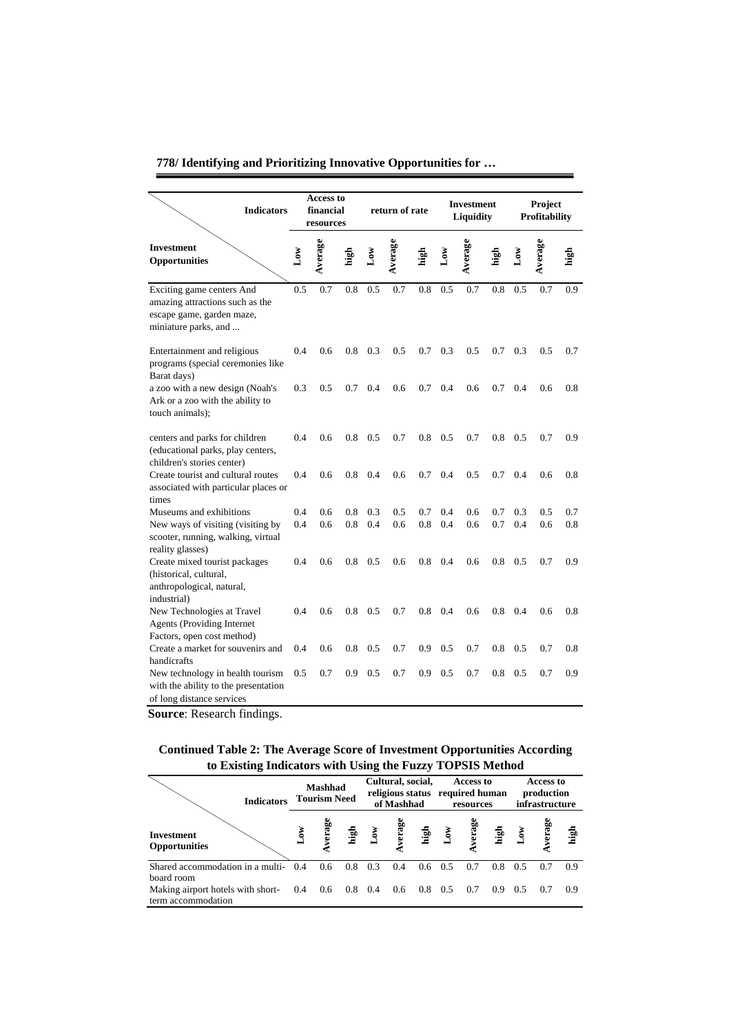| Indicators / Investment Opportunities | Access to financial resources | | | return of rate | | | Investment Liquidity | | | Project Profitability | | |
|---|---|---|---|---|---|---|---|---|---|---|---|---|
| | Low | Average | high | Low | Average | high | Low | Average | high | Low | Average | high |
| Exciting game centers And amazing attractions such as the escape game, garden maze, miniature parks, and ... | 0.5 | 0.7 | 0.8 | 0.5 | 0.7 | 0.8 | 0.5 | 0.7 | 0.8 | 0.5 | 0.7 | 0.9 |
| Entertainment and religious programs (special ceremonies like Barat days) | 0.4 | 0.6 | 0.8 | 0.3 | 0.5 | 0.7 | 0.3 | 0.5 | 0.7 | 0.3 | 0.5 | 0.7 |
| a zoo with a new design (Noah's Ark or a zoo with the ability to touch animals); | 0.3 | 0.5 | 0.7 | 0.4 | 0.6 | 0.7 | 0.4 | 0.6 | 0.7 | 0.4 | 0.6 | 0.8 |
| centers and parks for children (educational parks, play centers, children's stories center) | 0.4 | 0.6 | 0.8 | 0.5 | 0.7 | 0.8 | 0.5 | 0.7 | 0.8 | 0.5 | 0.7 | 0.9 |
| Create tourist and cultural routes associated with particular places or times | 0.4 | 0.6 | 0.8 | 0.4 | 0.6 | 0.7 | 0.4 | 0.5 | 0.7 | 0.4 | 0.6 | 0.8 |
| Museums and exhibitions | 0.4 | 0.6 | 0.8 | 0.3 | 0.5 | 0.7 | 0.4 | 0.6 | 0.7 | 0.3 | 0.5 | 0.7 |
| New ways of visiting (visiting by scooter, running, walking, virtual reality glasses) | 0.4 | 0.6 | 0.8 | 0.4 | 0.6 | 0.8 | 0.4 | 0.6 | 0.7 | 0.4 | 0.6 | 0.8 |
| Create mixed tourist packages (historical, cultural, anthropological, natural, industrial) | 0.4 | 0.6 | 0.8 | 0.5 | 0.6 | 0.8 | 0.4 | 0.6 | 0.8 | 0.5 | 0.7 | 0.9 |
| New Technologies at Travel Agents (Providing Internet Factors, open cost method) | 0.4 | 0.6 | 0.8 | 0.5 | 0.7 | 0.8 | 0.4 | 0.6 | 0.8 | 0.4 | 0.6 | 0.8 |
| Create a market for souvenirs and handicrafts | 0.4 | 0.6 | 0.8 | 0.5 | 0.7 | 0.9 | 0.5 | 0.7 | 0.8 | 0.5 | 0.7 | 0.8 |
| New technology in health tourism with the ability to the presentation of long distance services | 0.5 | 0.7 | 0.9 | 0.5 | 0.7 | 0.9 | 0.5 | 0.7 | 0.8 | 0.5 | 0.7 | 0.9 |

**Source**: Research findings.

**Continued Table 2: The Average Score of Investment Opportunities According to Existing Indicators with Using the Fuzzy TOPSIS Method**

| Indicators / Investment Opportunities | Mashhad Tourism Need | | | Cultural, social, religious status of Mashhad | | | Access to required human resources | | | Access to production infrastructure | | |
|---|---|---|---|---|---|---|---|---|---|---|---|---|
| | Low | Average | high | Low | Average | high | Low | Average | high | Low | Average | high |
| Shared accommodation in a multi-board room | 0.4 | 0.6 | 0.8 | 0.3 | 0.4 | 0.6 | 0.5 | 0.7 | 0.8 | 0.5 | 0.7 | 0.9 |
| Making airport hotels with short-term accommodation | 0.4 | 0.6 | 0.8 | 0.4 | 0.6 | 0.8 | 0.5 | 0.7 | 0.9 | 0.5 | 0.7 | 0.9 |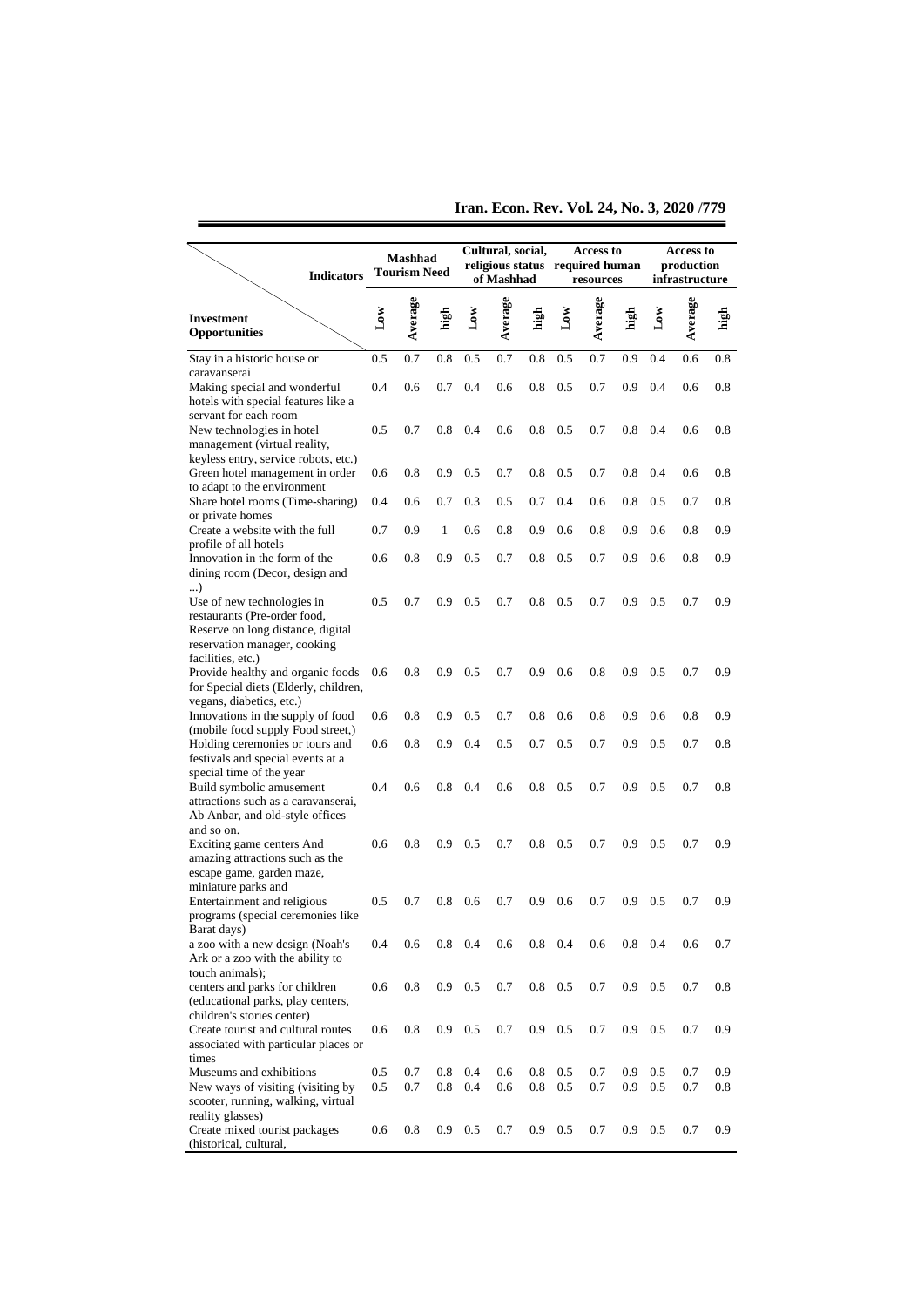| Indicators / Investment Opportunities | Mashhad Tourism Need | | | Cultural, social, religious status of Mashhad | | | Access to required human resources | | | Access to production infrastructure | | |
|---|---|---|---|---|---|---|---|---|---|---|---|---|
| | Low | Average | high | Low | Average | high | Low | Average | high | Low | Average | high |
| Stay in a historic house or caravanserai | 0.5 | 0.7 | 0.8 | 0.5 | 0.7 | 0.8 | 0.5 | 0.7 | 0.9 | 0.4 | 0.6 | 0.8 |
| Making special and wonderful hotels with special features like a servant for each room | 0.4 | 0.6 | 0.7 | 0.4 | 0.6 | 0.8 | 0.5 | 0.7 | 0.9 | 0.4 | 0.6 | 0.8 |
| New technologies in hotel management (virtual reality, keyless entry, service robots, etc.) | 0.5 | 0.7 | 0.8 | 0.4 | 0.6 | 0.8 | 0.5 | 0.7 | 0.8 | 0.4 | 0.6 | 0.8 |
| Green hotel management in order to adapt to the environment | 0.6 | 0.8 | 0.9 | 0.5 | 0.7 | 0.8 | 0.5 | 0.7 | 0.8 | 0.4 | 0.6 | 0.8 |
| Share hotel rooms (Time-sharing) or private homes | 0.4 | 0.6 | 0.7 | 0.3 | 0.5 | 0.7 | 0.4 | 0.6 | 0.8 | 0.5 | 0.7 | 0.8 |
| Create a website with the full profile of all hotels | 0.7 | 0.9 | 1 | 0.6 | 0.8 | 0.9 | 0.6 | 0.8 | 0.9 | 0.6 | 0.8 | 0.9 |
| Innovation in the form of the dining room (Decor, design and ...) | 0.6 | 0.8 | 0.9 | 0.5 | 0.7 | 0.8 | 0.5 | 0.7 | 0.9 | 0.6 | 0.8 | 0.9 |
| Use of new technologies in restaurants (Pre-order food, Reserve on long distance, digital reservation manager, cooking facilities, etc.) | 0.5 | 0.7 | 0.9 | 0.5 | 0.7 | 0.8 | 0.5 | 0.7 | 0.9 | 0.5 | 0.7 | 0.9 |
| Provide healthy and organic foods for Special diets (Elderly, children, vegans, diabetics, etc.) | 0.6 | 0.8 | 0.9 | 0.5 | 0.7 | 0.9 | 0.6 | 0.8 | 0.9 | 0.5 | 0.7 | 0.9 |
| Innovations in the supply of food (mobile food supply Food street,) | 0.6 | 0.8 | 0.9 | 0.5 | 0.7 | 0.8 | 0.6 | 0.8 | 0.9 | 0.6 | 0.8 | 0.9 |
| Holding ceremonies or tours and festivals and special events at a special time of the year | 0.6 | 0.8 | 0.9 | 0.4 | 0.5 | 0.7 | 0.5 | 0.7 | 0.9 | 0.5 | 0.7 | 0.8 |
| Build symbolic amusement attractions such as a caravanserai, Ab Anbar, and old-style offices and so on. | 0.4 | 0.6 | 0.8 | 0.4 | 0.6 | 0.8 | 0.5 | 0.7 | 0.9 | 0.5 | 0.7 | 0.8 |
| Exciting game centers And amazing attractions such as the escape game, garden maze, miniature parks and | 0.6 | 0.8 | 0.9 | 0.5 | 0.7 | 0.8 | 0.5 | 0.7 | 0.9 | 0.5 | 0.7 | 0.9 |
| Entertainment and religious programs (special ceremonies like Barat days) | 0.5 | 0.7 | 0.8 | 0.6 | 0.7 | 0.9 | 0.6 | 0.7 | 0.9 | 0.5 | 0.7 | 0.9 |
| a zoo with a new design (Noah's Ark or a zoo with the ability to touch animals); | 0.4 | 0.6 | 0.8 | 0.4 | 0.6 | 0.8 | 0.4 | 0.6 | 0.8 | 0.4 | 0.6 | 0.7 |
| centers and parks for children (educational parks, play centers, children's stories center) | 0.6 | 0.8 | 0.9 | 0.5 | 0.7 | 0.8 | 0.5 | 0.7 | 0.9 | 0.5 | 0.7 | 0.8 |
| Create tourist and cultural routes associated with particular places or times | 0.6 | 0.8 | 0.9 | 0.5 | 0.7 | 0.9 | 0.5 | 0.7 | 0.9 | 0.5 | 0.7 | 0.9 |
| Museums and exhibitions | 0.5 | 0.7 | 0.8 | 0.4 | 0.6 | 0.8 | 0.5 | 0.7 | 0.9 | 0.5 | 0.7 | 0.9 |
| New ways of visiting (visiting by scooter, running, walking, virtual reality glasses) | 0.5 | 0.7 | 0.8 | 0.4 | 0.6 | 0.8 | 0.5 | 0.7 | 0.9 | 0.5 | 0.7 | 0.8 |
| Create mixed tourist packages (historical, cultural, | 0.6 | 0.8 | 0.9 | 0.5 | 0.7 | 0.9 | 0.5 | 0.7 | 0.9 | 0.5 | 0.7 | 0.9 |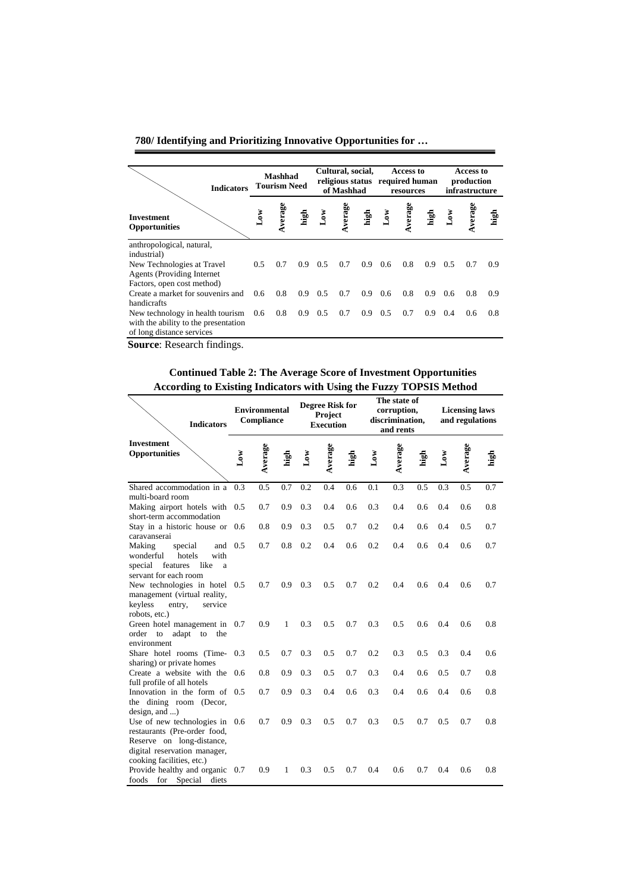| Investment Opportunities \ Indicators | Mashhad Tourism Need | | | Cultural, social, religious status of Mashhad | | | Access to required human resources | | | Access to production infrastructure | | |
|---|---|---|---|---|---|---|---|---|---|---|---|---|
| | Low | Average | high | Low | Average | high | Low | Average | high | Low | Average | high |
| anthropological, natural, industrial) | | | | | | | | | | | | |
| New Technologies at Travel Agents (Providing Internet Factors, open cost method) | 0.5 | 0.7 | 0.9 | 0.5 | 0.7 | 0.9 | 0.6 | 0.8 | 0.9 | 0.5 | 0.7 | 0.9 |
| Create a market for souvenirs and handicrafts | 0.6 | 0.8 | 0.9 | 0.5 | 0.7 | 0.9 | 0.6 | 0.8 | 0.9 | 0.6 | 0.8 | 0.9 |
| New technology in health tourism with the ability to the presentation of long distance services | 0.6 | 0.8 | 0.9 | 0.5 | 0.7 | 0.9 | 0.5 | 0.7 | 0.9 | 0.4 | 0.6 | 0.8 |

**Source**: Research findings.

**Continued Table 2: The Average Score of Investment Opportunities According to Existing Indicators with Using the Fuzzy TOPSIS Method**

| Investment Opportunities \ Indicators | Environmental Compliance | | | Degree Risk for Project Execution | | | The state of corruption, discrimination, and rents | | | Licensing laws and regulations | | |
|---|---|---|---|---|---|---|---|---|---|---|---|---|
| | Low | Average | high | Low | Average | high | Low | Average | high | Low | Average | high |
| Shared accommodation in a multi-board room | 0.3 | 0.5 | 0.7 | 0.2 | 0.4 | 0.6 | 0.1 | 0.3 | 0.5 | 0.3 | 0.5 | 0.7 |
| Making airport hotels with short-term accommodation | 0.5 | 0.7 | 0.9 | 0.3 | 0.4 | 0.6 | 0.3 | 0.4 | 0.6 | 0.4 | 0.6 | 0.8 |
| Stay in a historic house or caravanserai | 0.6 | 0.8 | 0.9 | 0.3 | 0.5 | 0.7 | 0.2 | 0.4 | 0.6 | 0.4 | 0.5 | 0.7 |
| Making special and wonderful hotels with special features like a servant for each room | 0.5 | 0.7 | 0.8 | 0.2 | 0.4 | 0.6 | 0.2 | 0.4 | 0.6 | 0.4 | 0.6 | 0.7 |
| New technologies in hotel management (virtual reality, keyless entry, service robots, etc.) | 0.5 | 0.7 | 0.9 | 0.3 | 0.5 | 0.7 | 0.2 | 0.4 | 0.6 | 0.4 | 0.6 | 0.7 |
| Green hotel management in order to adapt to the environment | 0.7 | 0.9 | 1 | 0.3 | 0.5 | 0.7 | 0.3 | 0.5 | 0.6 | 0.4 | 0.6 | 0.8 |
| Share hotel rooms (Time-sharing) or private homes | 0.3 | 0.5 | 0.7 | 0.3 | 0.5 | 0.7 | 0.2 | 0.3 | 0.5 | 0.3 | 0.4 | 0.6 |
| Create a website with the full profile of all hotels | 0.6 | 0.8 | 0.9 | 0.3 | 0.5 | 0.7 | 0.3 | 0.4 | 0.6 | 0.5 | 0.7 | 0.8 |
| Innovation in the form of the dining room (Decor, design, and ...) | 0.5 | 0.7 | 0.9 | 0.3 | 0.4 | 0.6 | 0.3 | 0.4 | 0.6 | 0.4 | 0.6 | 0.8 |
| Use of new technologies in restaurants (Pre-order food, Reserve on long-distance, digital reservation manager, cooking facilities, etc.) | 0.6 | 0.7 | 0.9 | 0.3 | 0.5 | 0.7 | 0.3 | 0.5 | 0.7 | 0.5 | 0.7 | 0.8 |
| Provide healthy and organic foods for Special diets | 0.7 | 0.9 | 1 | 0.3 | 0.5 | 0.7 | 0.4 | 0.6 | 0.7 | 0.4 | 0.6 | 0.8 |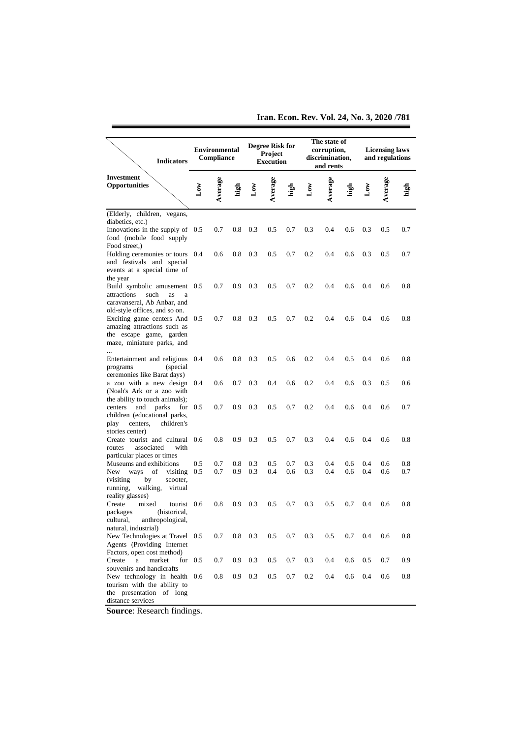| Investment Opportunities \ Indicators | Environmental Compliance | | | Degree Risk for Project Execution | | | The state of corruption, discrimination, and rents | | | Licensing laws and regulations | | |
|---|---|---|---|---|---|---|---|---|---|---|---|---|
| | Low | Average | high | Low | Average | high | Low | Average | high | Low | Average | high |
| (Elderly, children, vegans, diabetics, etc.) | | | | | | | | | | | | |
| Innovations in the supply of food (mobile food supply Food street,) | 0.5 | 0.7 | 0.8 | 0.3 | 0.5 | 0.7 | 0.3 | 0.4 | 0.6 | 0.3 | 0.5 | 0.7 |
| Holding ceremonies or tours and festivals and special events at a special time of the year | 0.4 | 0.6 | 0.8 | 0.3 | 0.5 | 0.7 | 0.2 | 0.4 | 0.6 | 0.3 | 0.5 | 0.7 |
| Build symbolic amusement attractions such as a caravanserai, Ab Anbar, and old-style offices, and so on. | 0.5 | 0.7 | 0.9 | 0.3 | 0.5 | 0.7 | 0.2 | 0.4 | 0.6 | 0.4 | 0.6 | 0.8 |
| Exciting game centers And amazing attractions such as the escape game, garden maze, miniature parks, and ... | 0.5 | 0.7 | 0.8 | 0.3 | 0.5 | 0.7 | 0.2 | 0.4 | 0.6 | 0.4 | 0.6 | 0.8 |
| Entertainment and religious programs (special ceremonies like Barat days) | 0.4 | 0.6 | 0.8 | 0.3 | 0.5 | 0.6 | 0.2 | 0.4 | 0.5 | 0.4 | 0.6 | 0.8 |
| a zoo with a new design (Noah's Ark or a zoo with the ability to touch animals); | 0.4 | 0.6 | 0.7 | 0.3 | 0.4 | 0.6 | 0.2 | 0.4 | 0.6 | 0.3 | 0.5 | 0.6 |
| centers and parks for children (educational parks, play centers, children's stories center) | 0.5 | 0.7 | 0.9 | 0.3 | 0.5 | 0.7 | 0.2 | 0.4 | 0.6 | 0.4 | 0.6 | 0.7 |
| Create tourist and cultural routes associated with particular places or times | 0.6 | 0.8 | 0.9 | 0.3 | 0.5 | 0.7 | 0.3 | 0.4 | 0.6 | 0.4 | 0.6 | 0.8 |
| Museums and exhibitions | 0.5 | 0.7 | 0.8 | 0.3 | 0.5 | 0.7 | 0.3 | 0.4 | 0.6 | 0.4 | 0.6 | 0.8 |
| New ways of visiting (visiting by scooter, running, walking, virtual reality glasses) | 0.5 | 0.7 | 0.9 | 0.3 | 0.4 | 0.6 | 0.3 | 0.4 | 0.6 | 0.4 | 0.6 | 0.7 |
| Create mixed tourist packages (historical, cultural, anthropological, natural, industrial) | 0.6 | 0.8 | 0.9 | 0.3 | 0.5 | 0.7 | 0.3 | 0.5 | 0.7 | 0.4 | 0.6 | 0.8 |
| New Technologies at Travel Agents (Providing Internet Factors, open cost method) | 0.5 | 0.7 | 0.8 | 0.3 | 0.5 | 0.7 | 0.3 | 0.5 | 0.7 | 0.4 | 0.6 | 0.8 |
| Create a market for souvenirs and handicrafts | 0.5 | 0.7 | 0.9 | 0.3 | 0.5 | 0.7 | 0.3 | 0.4 | 0.6 | 0.5 | 0.7 | 0.9 |
| New technology in health tourism with the ability to the presentation of long distance services | 0.6 | 0.8 | 0.9 | 0.3 | 0.5 | 0.7 | 0.2 | 0.4 | 0.6 | 0.4 | 0.6 | 0.8 |

**Source**: Research findings.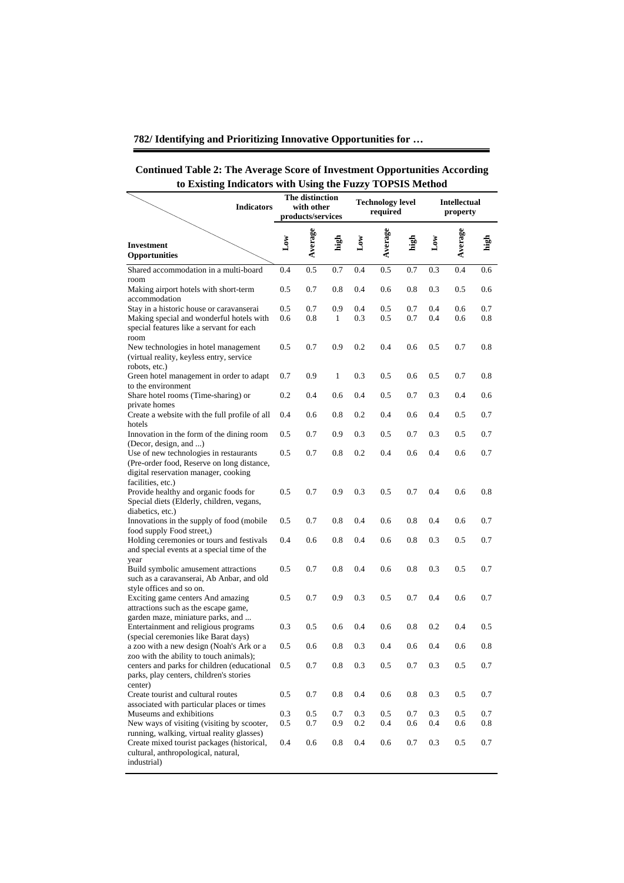**Continued Table 2: The Average Score of Investment Opportunities According to Existing Indicators with Using the Fuzzy TOPSIS Method**

| Investment Opportunities \ Indicators | The distinction with other products/services | | | Technology level required | | | Intellectual property | | |
|---|---|---|---|---|---|---|---|---|---|
| | Low | Average | high | Low | Average | high | Low | Average | high |
| Shared accommodation in a multi-board room | 0.4 | 0.5 | 0.7 | 0.4 | 0.5 | 0.7 | 0.3 | 0.4 | 0.6 |
| Making airport hotels with short-term accommodation | 0.5 | 0.7 | 0.8 | 0.4 | 0.6 | 0.8 | 0.3 | 0.5 | 0.6 |
| Stay in a historic house or caravanserai | 0.5 | 0.7 | 0.9 | 0.4 | 0.5 | 0.7 | 0.4 | 0.6 | 0.7 |
| Making special and wonderful hotels with special features like a servant for each room | 0.6 | 0.8 | 1 | 0.3 | 0.5 | 0.7 | 0.4 | 0.6 | 0.8 |
| New technologies in hotel management (virtual reality, keyless entry, service robots, etc.) | 0.5 | 0.7 | 0.9 | 0.2 | 0.4 | 0.6 | 0.5 | 0.7 | 0.8 |
| Green hotel management in order to adapt to the environment | 0.7 | 0.9 | 1 | 0.3 | 0.5 | 0.6 | 0.5 | 0.7 | 0.8 |
| Share hotel rooms (Time-sharing) or private homes | 0.2 | 0.4 | 0.6 | 0.4 | 0.5 | 0.7 | 0.3 | 0.4 | 0.6 |
| Create a website with the full profile of all hotels | 0.4 | 0.6 | 0.8 | 0.2 | 0.4 | 0.6 | 0.4 | 0.5 | 0.7 |
| Innovation in the form of the dining room (Decor, design, and ...) | 0.5 | 0.7 | 0.9 | 0.3 | 0.5 | 0.7 | 0.3 | 0.5 | 0.7 |
| Use of new technologies in restaurants (Pre-order food, Reserve on long distance, digital reservation manager, cooking facilities, etc.) | 0.5 | 0.7 | 0.8 | 0.2 | 0.4 | 0.6 | 0.4 | 0.6 | 0.7 |
| Provide healthy and organic foods for Special diets (Elderly, children, vegans, diabetics, etc.) | 0.5 | 0.7 | 0.9 | 0.3 | 0.5 | 0.7 | 0.4 | 0.6 | 0.8 |
| Innovations in the supply of food (mobile food supply Food street,) | 0.5 | 0.7 | 0.8 | 0.4 | 0.6 | 0.8 | 0.4 | 0.6 | 0.7 |
| Holding ceremonies or tours and festivals and special events at a special time of the year | 0.4 | 0.6 | 0.8 | 0.4 | 0.6 | 0.8 | 0.3 | 0.5 | 0.7 |
| Build symbolic amusement attractions such as a caravanserai, Ab Anbar, and old style offices and so on. | 0.5 | 0.7 | 0.8 | 0.4 | 0.6 | 0.8 | 0.3 | 0.5 | 0.7 |
| Exciting game centers And amazing attractions such as the escape game, garden maze, miniature parks, and ... | 0.5 | 0.7 | 0.9 | 0.3 | 0.5 | 0.7 | 0.4 | 0.6 | 0.7 |
| Entertainment and religious programs (special ceremonies like Barat days) | 0.3 | 0.5 | 0.6 | 0.4 | 0.6 | 0.8 | 0.2 | 0.4 | 0.5 |
| a zoo with a new design (Noah's Ark or a zoo with the ability to touch animals); | 0.5 | 0.6 | 0.8 | 0.3 | 0.4 | 0.6 | 0.4 | 0.6 | 0.8 |
| centers and parks for children (educational parks, play centers, children's stories center) | 0.5 | 0.7 | 0.8 | 0.3 | 0.5 | 0.7 | 0.3 | 0.5 | 0.7 |
| Create tourist and cultural routes associated with particular places or times | 0.5 | 0.7 | 0.8 | 0.4 | 0.6 | 0.8 | 0.3 | 0.5 | 0.7 |
| Museums and exhibitions | 0.3 | 0.5 | 0.7 | 0.3 | 0.5 | 0.7 | 0.3 | 0.5 | 0.7 |
| New ways of visiting (visiting by scooter, running, walking, virtual reality glasses) | 0.5 | 0.7 | 0.9 | 0.2 | 0.4 | 0.6 | 0.4 | 0.6 | 0.8 |
| Create mixed tourist packages (historical, cultural, anthropological, natural, industrial) | 0.4 | 0.6 | 0.8 | 0.4 | 0.6 | 0.7 | 0.3 | 0.5 | 0.7 |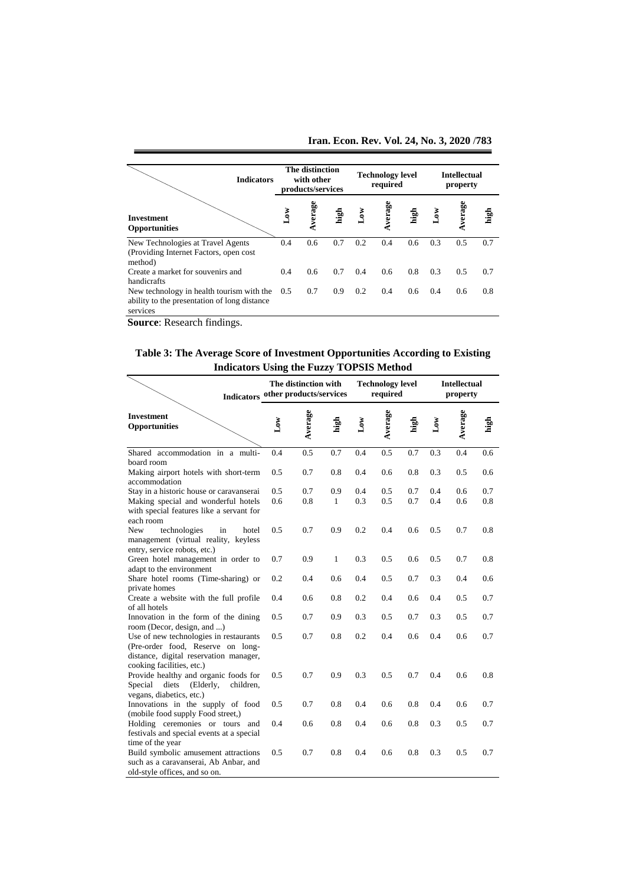| Indicators / Investment Opportunities | The distinction with other products/services | | | Technology level required | | | Intellectual property | | |
|---|---|---|---|---|---|---|---|---|---|
| | Low | Average | high | Low | Average | high | Low | Average | high |
| New Technologies at Travel Agents (Providing Internet Factors, open cost method) | 0.4 | 0.6 | 0.7 | 0.2 | 0.4 | 0.6 | 0.3 | 0.5 | 0.7 |
| Create a market for souvenirs and handicrafts | 0.4 | 0.6 | 0.7 | 0.4 | 0.6 | 0.8 | 0.3 | 0.5 | 0.7 |
| New technology in health tourism with the ability to the presentation of long distance services | 0.5 | 0.7 | 0.9 | 0.2 | 0.4 | 0.6 | 0.4 | 0.6 | 0.8 |

**Source**: Research findings.

**Table 3: The Average Score of Investment Opportunities According to Existing Indicators Using the Fuzzy TOPSIS Method**

| Indicators / Investment Opportunities | The distinction with other products/services | | | Technology level required | | | Intellectual property | | |
|---|---|---|---|---|---|---|---|---|---|
| | Low | Average | high | Low | Average | high | Low | Average | high |
| Shared accommodation in a multi-board room | 0.4 | 0.5 | 0.7 | 0.4 | 0.5 | 0.7 | 0.3 | 0.4 | 0.6 |
| Making airport hotels with short-term accommodation | 0.5 | 0.7 | 0.8 | 0.4 | 0.6 | 0.8 | 0.3 | 0.5 | 0.6 |
| Stay in a historic house or caravanserai | 0.5 | 0.7 | 0.9 | 0.4 | 0.5 | 0.7 | 0.4 | 0.6 | 0.7 |
| Making special and wonderful hotels with special features like a servant for each room | 0.6 | 0.8 | 1 | 0.3 | 0.5 | 0.7 | 0.4 | 0.6 | 0.8 |
| New technologies in hotel management (virtual reality, keyless entry, service robots, etc.) | 0.5 | 0.7 | 0.9 | 0.2 | 0.4 | 0.6 | 0.5 | 0.7 | 0.8 |
| Green hotel management in order to adapt to the environment | 0.7 | 0.9 | 1 | 0.3 | 0.5 | 0.6 | 0.5 | 0.7 | 0.8 |
| Share hotel rooms (Time-sharing) or private homes | 0.2 | 0.4 | 0.6 | 0.4 | 0.5 | 0.7 | 0.3 | 0.4 | 0.6 |
| Create a website with the full profile of all hotels | 0.4 | 0.6 | 0.8 | 0.2 | 0.4 | 0.6 | 0.4 | 0.5 | 0.7 |
| Innovation in the form of the dining room (Decor, design, and ...) | 0.5 | 0.7 | 0.9 | 0.3 | 0.5 | 0.7 | 0.3 | 0.5 | 0.7 |
| Use of new technologies in restaurants (Pre-order food, Reserve on long-distance, digital reservation manager, cooking facilities, etc.) | 0.5 | 0.7 | 0.8 | 0.2 | 0.4 | 0.6 | 0.4 | 0.6 | 0.7 |
| Provide healthy and organic foods for Special diets (Elderly, children, vegans, diabetics, etc.) | 0.5 | 0.7 | 0.9 | 0.3 | 0.5 | 0.7 | 0.4 | 0.6 | 0.8 |
| Innovations in the supply of food (mobile food supply Food street,) | 0.5 | 0.7 | 0.8 | 0.4 | 0.6 | 0.8 | 0.4 | 0.6 | 0.7 |
| Holding ceremonies or tours and festivals and special events at a special time of the year | 0.4 | 0.6 | 0.8 | 0.4 | 0.6 | 0.8 | 0.3 | 0.5 | 0.7 |
| Build symbolic amusement attractions such as a caravanserai, Ab Anbar, and old-style offices, and so on. | 0.5 | 0.7 | 0.8 | 0.4 | 0.6 | 0.8 | 0.3 | 0.5 | 0.7 |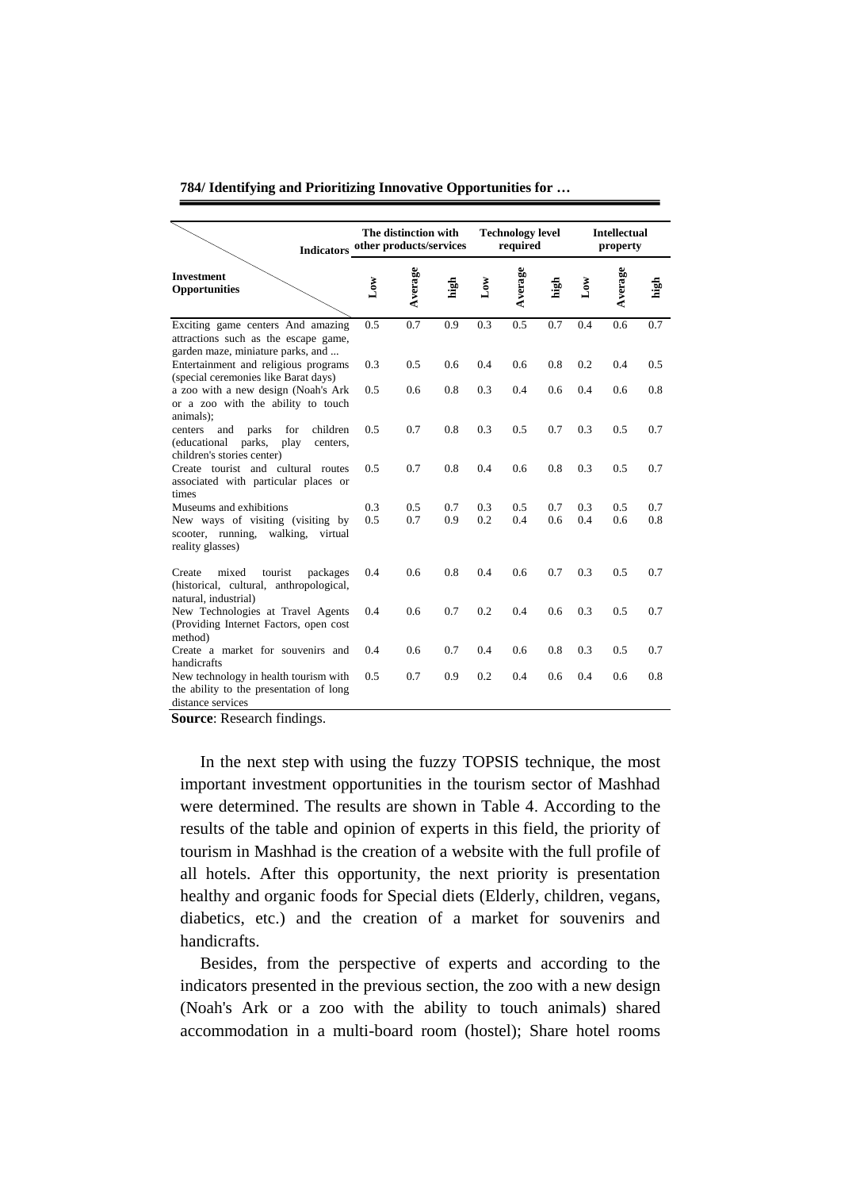| Investment Opportunities \ Indicators | The distinction with other products/services | | | Technology level required | | | Intellectual property | | |
|---|---|---|---|---|---|---|---|---|---|
| | Low | Average | high | Low | Average | high | Low | Average | high |
| Exciting game centers And amazing attractions such as the escape game, garden maze, miniature parks, and ... | 0.5 | 0.7 | 0.9 | 0.3 | 0.5 | 0.7 | 0.4 | 0.6 | 0.7 |
| Entertainment and religious programs (special ceremonies like Barat days) | 0.3 | 0.5 | 0.6 | 0.4 | 0.6 | 0.8 | 0.2 | 0.4 | 0.5 |
| a zoo with a new design (Noah's Ark or a zoo with the ability to touch animals); | 0.5 | 0.6 | 0.8 | 0.3 | 0.4 | 0.6 | 0.4 | 0.6 | 0.8 |
| centers and parks for children (educational parks, play centers, children's stories center) | 0.5 | 0.7 | 0.8 | 0.3 | 0.5 | 0.7 | 0.3 | 0.5 | 0.7 |
| Create tourist and cultural routes associated with particular places or times | 0.5 | 0.7 | 0.8 | 0.4 | 0.6 | 0.8 | 0.3 | 0.5 | 0.7 |
| Museums and exhibitions | 0.3 | 0.5 | 0.7 | 0.3 | 0.5 | 0.7 | 0.3 | 0.5 | 0.7 |
| New ways of visiting (visiting by scooter, running, walking, virtual reality glasses) | 0.5 | 0.7 | 0.9 | 0.2 | 0.4 | 0.6 | 0.4 | 0.6 | 0.8 |
| Create mixed tourist packages (historical, cultural, anthropological, natural, industrial) | 0.4 | 0.6 | 0.8 | 0.4 | 0.6 | 0.7 | 0.3 | 0.5 | 0.7 |
| New Technologies at Travel Agents (Providing Internet Factors, open cost method) | 0.4 | 0.6 | 0.7 | 0.2 | 0.4 | 0.6 | 0.3 | 0.5 | 0.7 |
| Create a market for souvenirs and handicrafts | 0.4 | 0.6 | 0.7 | 0.4 | 0.6 | 0.8 | 0.3 | 0.5 | 0.7 |
| New technology in health tourism with the ability to the presentation of long distance services | 0.5 | 0.7 | 0.9 | 0.2 | 0.4 | 0.6 | 0.4 | 0.6 | 0.8 |

**Source**: Research findings.

In the next step with using the fuzzy TOPSIS technique, the most important investment opportunities in the tourism sector of Mashhad were determined. The results are shown in Table 4. According to the results of the table and opinion of experts in this field, the priority of tourism in Mashhad is the creation of a website with the full profile of all hotels. After this opportunity, the next priority is presentation healthy and organic foods for Special diets (Elderly, children, vegans, diabetics, etc.) and the creation of a market for souvenirs and handicrafts.

Besides, from the perspective of experts and according to the indicators presented in the previous section, the zoo with a new design (Noah's Ark or a zoo with the ability to touch animals) shared accommodation in a multi-board room (hostel); Share hotel rooms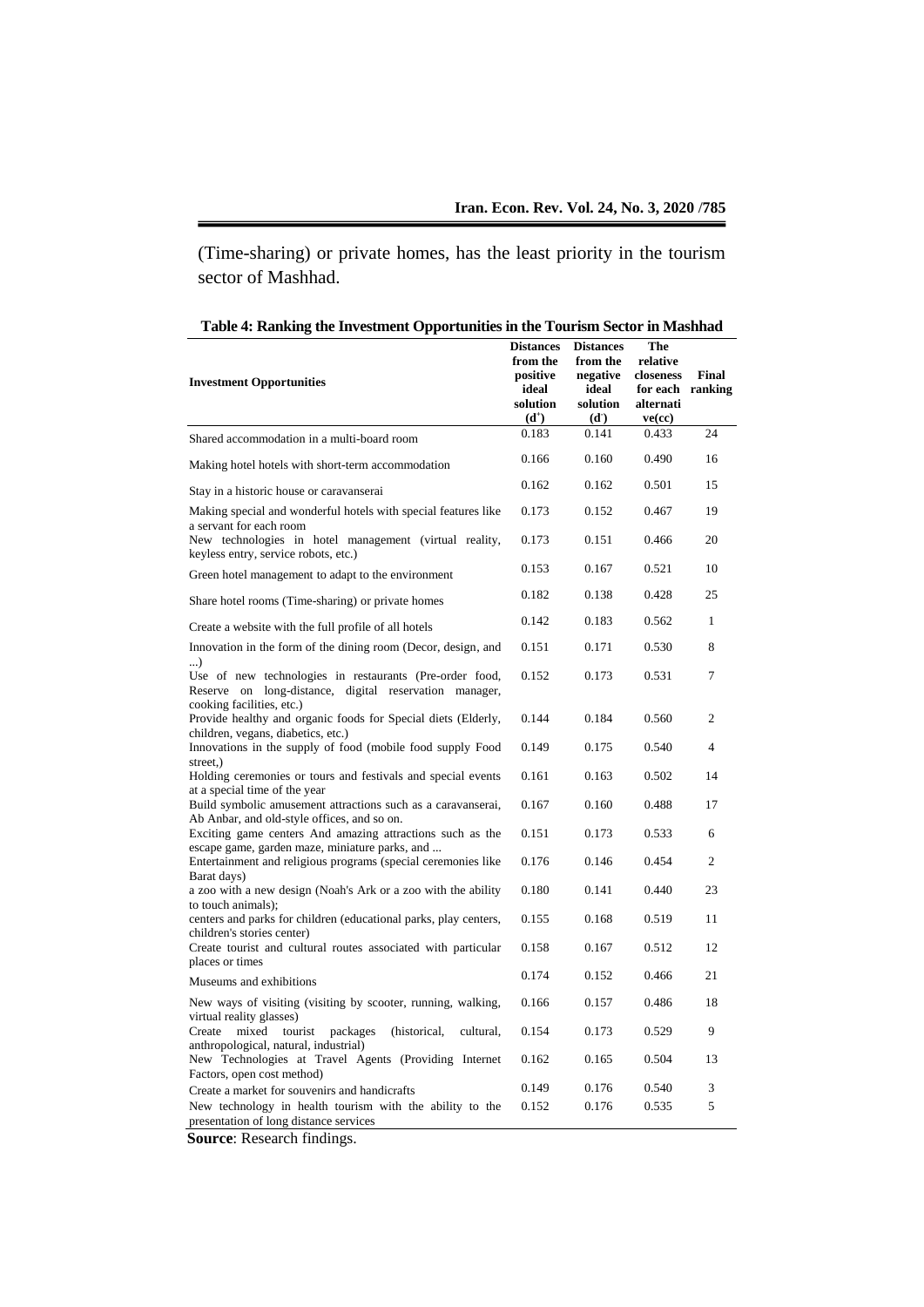(Time-sharing) or private homes, has the least priority in the tourism sector of Mashhad.

**Table 4: Ranking the Investment Opportunities in the Tourism Sector in Mashhad**

| Investment Opportunities | Distances from the positive ideal solution ($d^+$) | Distances from the negative ideal solution ($d^-$) | The relative closeness for each alternative(cc) | Final ranking |
|---|---|---|---|---|
| Shared accommodation in a multi-board room | 0.183 | 0.141 | 0.433 | 24 |
| Making hotel hotels with short-term accommodation | 0.166 | 0.160 | 0.490 | 16 |
| Stay in a historic house or caravanserai | 0.162 | 0.162 | 0.501 | 15 |
| Making special and wonderful hotels with special features like a servant for each room | 0.173 | 0.152 | 0.467 | 19 |
| New technologies in hotel management (virtual reality, keyless entry, service robots, etc.) | 0.173 | 0.151 | 0.466 | 20 |
| Green hotel management to adapt to the environment | 0.153 | 0.167 | 0.521 | 10 |
| Share hotel rooms (Time-sharing) or private homes | 0.182 | 0.138 | 0.428 | 25 |
| Create a website with the full profile of all hotels | 0.142 | 0.183 | 0.562 | 1 |
| Innovation in the form of the dining room (Decor, design, and ...) | 0.151 | 0.171 | 0.530 | 8 |
| Use of new technologies in restaurants (Pre-order food, Reserve on long-distance, digital reservation manager, cooking facilities, etc.) | 0.152 | 0.173 | 0.531 | 7 |
| Provide healthy and organic foods for Special diets (Elderly, children, vegans, diabetics, etc.) | 0.144 | 0.184 | 0.560 | 2 |
| Innovations in the supply of food (mobile food supply Food street,) | 0.149 | 0.175 | 0.540 | 4 |
| Holding ceremonies or tours and festivals and special events at a special time of the year | 0.161 | 0.163 | 0.502 | 14 |
| Build symbolic amusement attractions such as a caravanserai, Ab Anbar, and old-style offices, and so on. | 0.167 | 0.160 | 0.488 | 17 |
| Exciting game centers And amazing attractions such as the escape game, garden maze, miniature parks, and ... | 0.151 | 0.173 | 0.533 | 6 |
| Entertainment and religious programs (special ceremonies like Barat days) | 0.176 | 0.146 | 0.454 | 2 |
| a zoo with a new design (Noah's Ark or a zoo with the ability to touch animals); | 0.180 | 0.141 | 0.440 | 23 |
| centers and parks for children (educational parks, play centers, children's stories center) | 0.155 | 0.168 | 0.519 | 11 |
| Create tourist and cultural routes associated with particular places or times | 0.158 | 0.167 | 0.512 | 12 |
| Museums and exhibitions | 0.174 | 0.152 | 0.466 | 21 |
| New ways of visiting (visiting by scooter, running, walking, virtual reality glasses) | 0.166 | 0.157 | 0.486 | 18 |
| Create mixed tourist packages (historical, cultural, anthropological, natural, industrial) | 0.154 | 0.173 | 0.529 | 9 |
| New Technologies at Travel Agents (Providing Internet Factors, open cost method) | 0.162 | 0.165 | 0.504 | 13 |
| Create a market for souvenirs and handicrafts | 0.149 | 0.176 | 0.540 | 3 |
| New technology in health tourism with the ability to the presentation of long distance services | 0.152 | 0.176 | 0.535 | 5 |

**Source**: Research findings.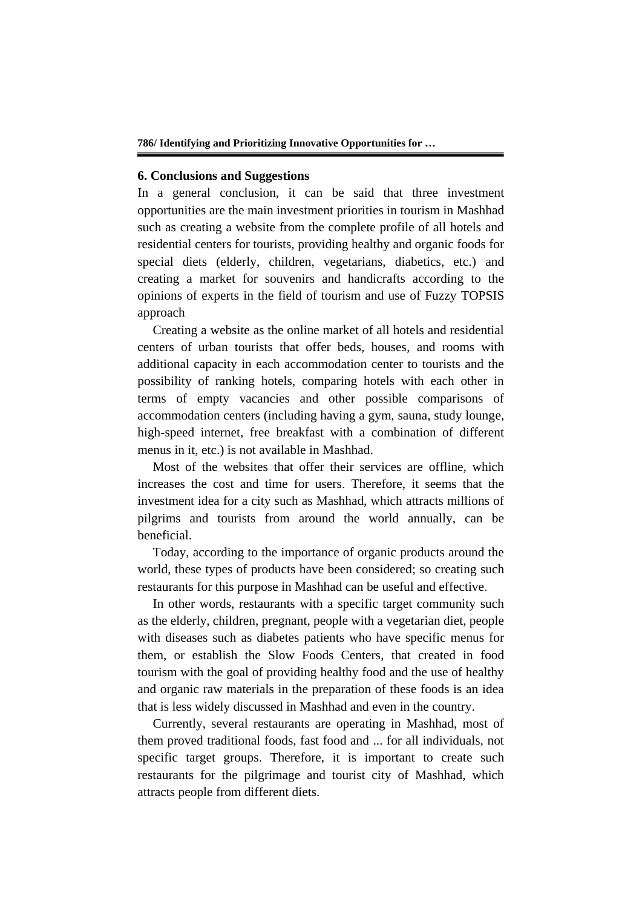## 6. Conclusions and Suggestions

In a general conclusion, it can be said that three investment opportunities are the main investment priorities in tourism in Mashhad such as creating a website from the complete profile of all hotels and residential centers for tourists, providing healthy and organic foods for special diets (elderly, children, vegetarians, diabetics, etc.) and creating a market for souvenirs and handicrafts according to the opinions of experts in the field of tourism and use of Fuzzy TOPSIS approach

Creating a website as the online market of all hotels and residential centers of urban tourists that offer beds, houses, and rooms with additional capacity in each accommodation center to tourists and the possibility of ranking hotels, comparing hotels with each other in terms of empty vacancies and other possible comparisons of accommodation centers (including having a gym, sauna, study lounge, high-speed internet, free breakfast with a combination of different menus in it, etc.) is not available in Mashhad.

Most of the websites that offer their services are offline, which increases the cost and time for users. Therefore, it seems that the investment idea for a city such as Mashhad, which attracts millions of pilgrims and tourists from around the world annually, can be beneficial.

Today, according to the importance of organic products around the world, these types of products have been considered; so creating such restaurants for this purpose in Mashhad can be useful and effective.

In other words, restaurants with a specific target community such as the elderly, children, pregnant, people with a vegetarian diet, people with diseases such as diabetes patients who have specific menus for them, or establish the Slow Foods Centers, that created in food tourism with the goal of providing healthy food and the use of healthy and organic raw materials in the preparation of these foods is an idea that is less widely discussed in Mashhad and even in the country.

Currently, several restaurants are operating in Mashhad, most of them proved traditional foods, fast food and ... for all individuals, not specific target groups. Therefore, it is important to create such restaurants for the pilgrimage and tourist city of Mashhad, which attracts people from different diets.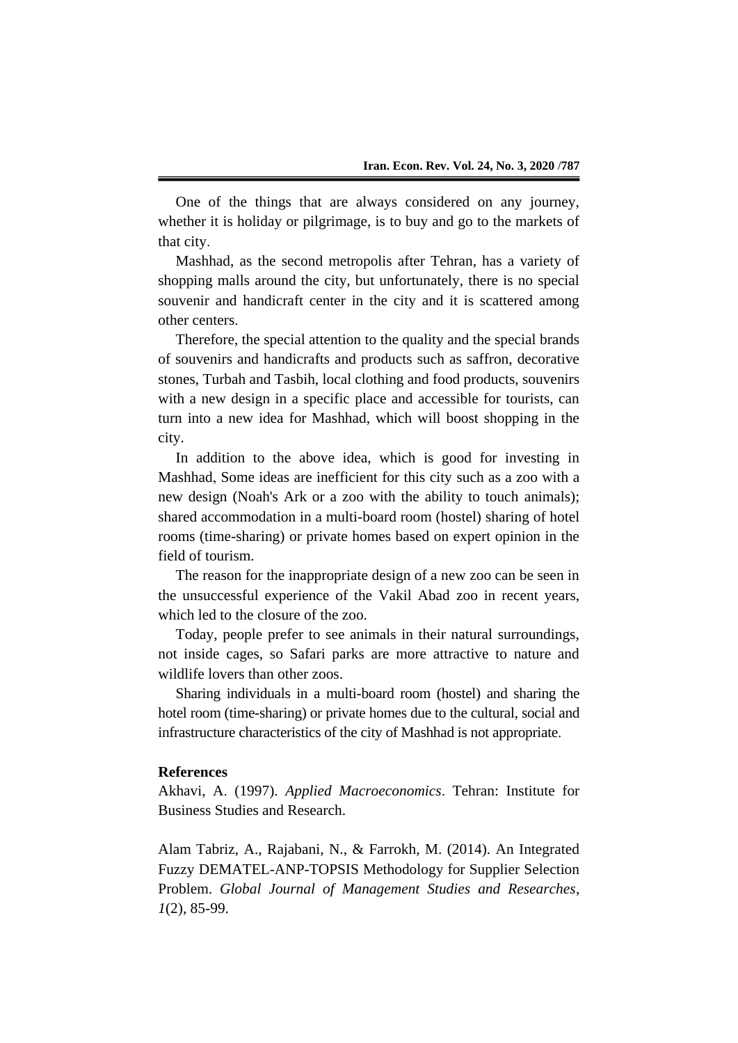One of the things that are always considered on any journey, whether it is holiday or pilgrimage, is to buy and go to the markets of that city.

Mashhad, as the second metropolis after Tehran, has a variety of shopping malls around the city, but unfortunately, there is no special souvenir and handicraft center in the city and it is scattered among other centers.

Therefore, the special attention to the quality and the special brands of souvenirs and handicrafts and products such as saffron, decorative stones, Turbah and Tasbih, local clothing and food products, souvenirs with a new design in a specific place and accessible for tourists, can turn into a new idea for Mashhad, which will boost shopping in the city.

In addition to the above idea, which is good for investing in Mashhad, Some ideas are inefficient for this city such as a zoo with a new design (Noah's Ark or a zoo with the ability to touch animals); shared accommodation in a multi-board room (hostel) sharing of hotel rooms (time-sharing) or private homes based on expert opinion in the field of tourism.

The reason for the inappropriate design of a new zoo can be seen in the unsuccessful experience of the Vakil Abad zoo in recent years, which led to the closure of the zoo.

Today, people prefer to see animals in their natural surroundings, not inside cages, so Safari parks are more attractive to nature and wildlife lovers than other zoos.

Sharing individuals in a multi-board room (hostel) and sharing the hotel room (time-sharing) or private homes due to the cultural, social and infrastructure characteristics of the city of Mashhad is not appropriate.

## References

Akhavi, A. (1997). *Applied Macroeconomics*. Tehran: Institute for Business Studies and Research.

Alam Tabriz, A., Rajabani, N., & Farrokh, M. (2014). An Integrated Fuzzy DEMATEL-ANP-TOPSIS Methodology for Supplier Selection Problem. *Global Journal of Management Studies and Researches*, *1*(2), 85-99.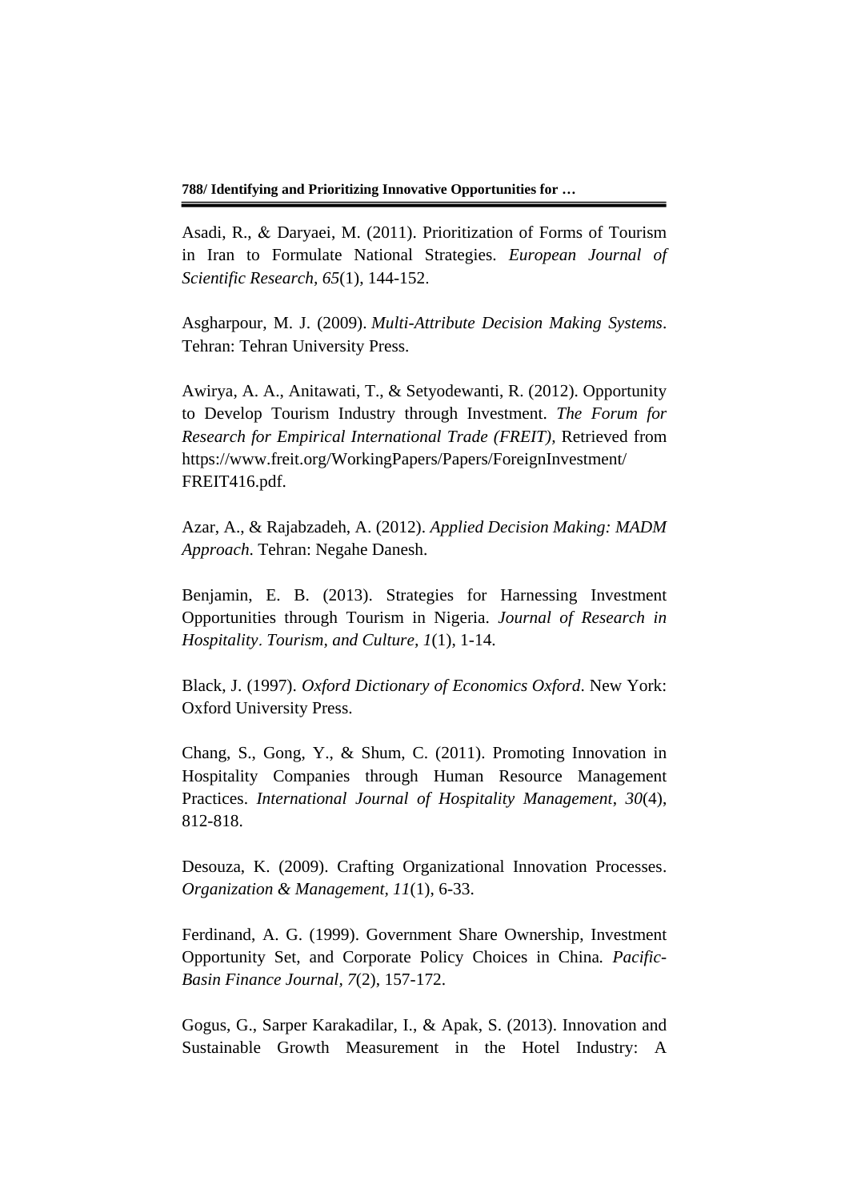Asadi, R., & Daryaei, M. (2011). Prioritization of Forms of Tourism in Iran to Formulate National Strategies. *European Journal of Scientific Research*, *65*(1), 144-152.

Asgharpour, M. J. (2009). *Multi-Attribute Decision Making Systems*. Tehran: Tehran University Press.

Awirya, A. A., Anitawati, T., & Setyodewanti, R. (2012). Opportunity to Develop Tourism Industry through Investment. *The Forum for Research for Empirical International Trade (FREIT),* Retrieved from https://www.freit.org/WorkingPapers/Papers/ForeignInvestment/FREIT416.pdf.

Azar, A., & Rajabzadeh, A. (2012). *Applied Decision Making: MADM Approach.* Tehran: Negahe Danesh.

Benjamin, E. B. (2013). Strategies for Harnessing Investment Opportunities through Tourism in Nigeria. *Journal of Research in Hospitality. Tourism, and Culture*, *1*(1), 1-14.

Black, J. (1997). *Oxford Dictionary of Economics Oxford*. New York: Oxford University Press.

Chang, S., Gong, Y., & Shum, C. (2011). Promoting Innovation in Hospitality Companies through Human Resource Management Practices. *International Journal of Hospitality Management*, *30*(4), 812-818.

Desouza, K. (2009). Crafting Organizational Innovation Processes. *Organization & Management*, *11*(1), 6-33.

Ferdinand, A. G. (1999). Government Share Ownership, Investment Opportunity Set, and Corporate Policy Choices in China. *Pacific-Basin Finance Journal*, *7*(2), 157-172.

Gogus, G., Sarper Karakadilar, I., & Apak, S. (2013). Innovation and Sustainable Growth Measurement in the Hotel Industry: A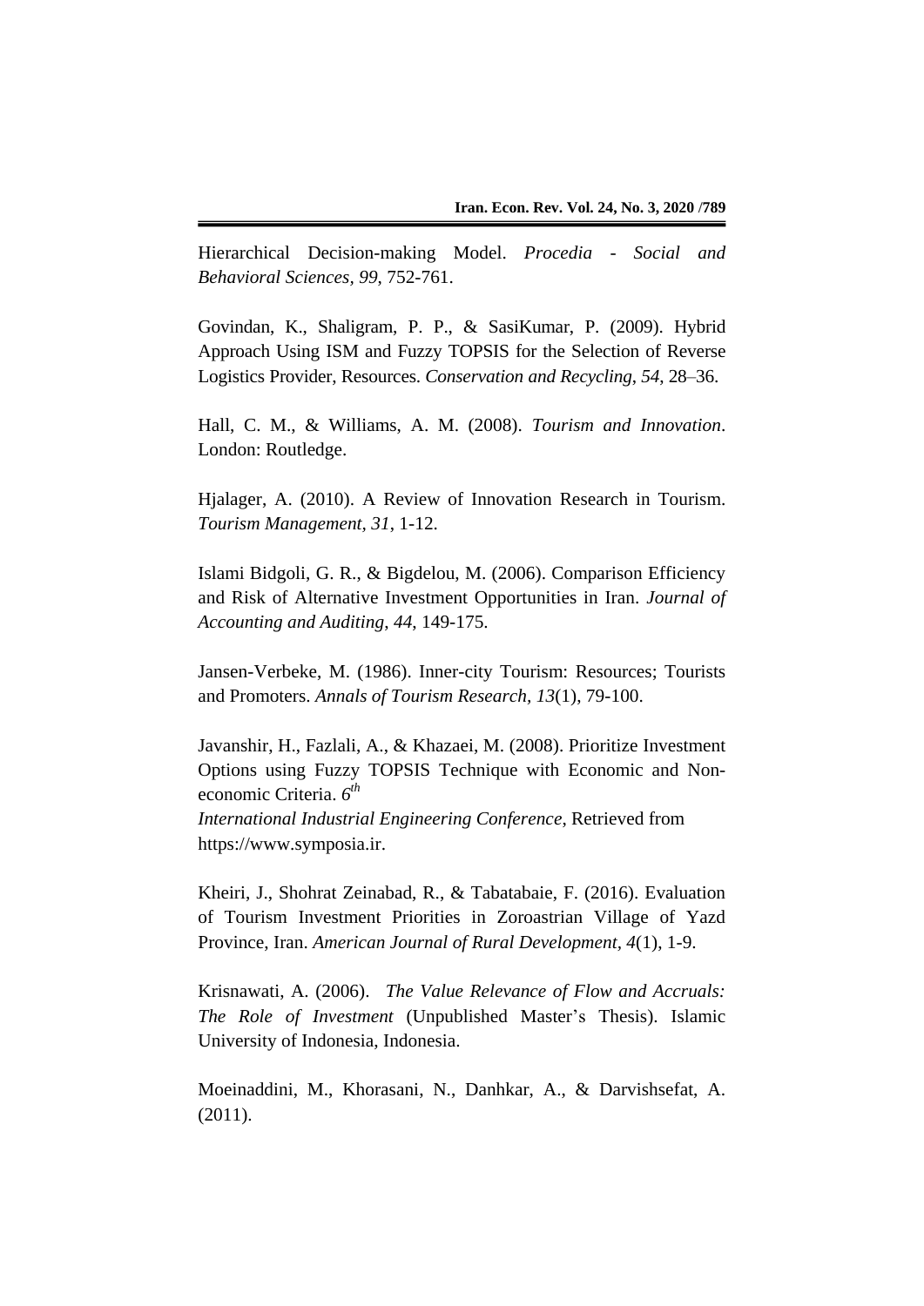Hierarchical Decision-making Model. *Procedia - Social and Behavioral Sciences*, *99*, 752-761.

Govindan, K., Shaligram, P. P., & SasiKumar, P. (2009). Hybrid Approach Using ISM and Fuzzy TOPSIS for the Selection of Reverse Logistics Provider, Resources. *Conservation and Recycling*, *54*, 28–36.

Hall, C. M., & Williams, A. M. (2008). *Tourism and Innovation*. London: Routledge.

Hjalager, A. (2010). A Review of Innovation Research in Tourism. *Tourism Management*, *31*, 1-12.

Islami Bidgoli, G. R., & Bigdelou, M. (2006). Comparison Efficiency and Risk of Alternative Investment Opportunities in Iran. *Journal of Accounting and Auditing*, *44*, 149-175.

Jansen-Verbeke, M. (1986). Inner-city Tourism: Resources; Tourists and Promoters. *Annals of Tourism Research*, *13*(1), 79-100.

Javanshir, H., Fazlali, A., & Khazaei, M. (2008). Prioritize Investment Options using Fuzzy TOPSIS Technique with Economic and Non-economic Criteria. *6th International Industrial Engineering Conference*, Retrieved from https://www.symposia.ir.

Kheiri, J., Shohrat Zeinabad, R., & Tabatabaie, F. (2016). Evaluation of Tourism Investment Priorities in Zoroastrian Village of Yazd Province, Iran. *American Journal of Rural Development*, *4*(1), 1-9.

Krisnawati, A. (2006). *The Value Relevance of Flow and Accruals: The Role of Investment* (Unpublished Master's Thesis). Islamic University of Indonesia, Indonesia.

Moeinaddini, M., Khorasani, N., Danhkar, A., & Darvishsefat, A. (2011).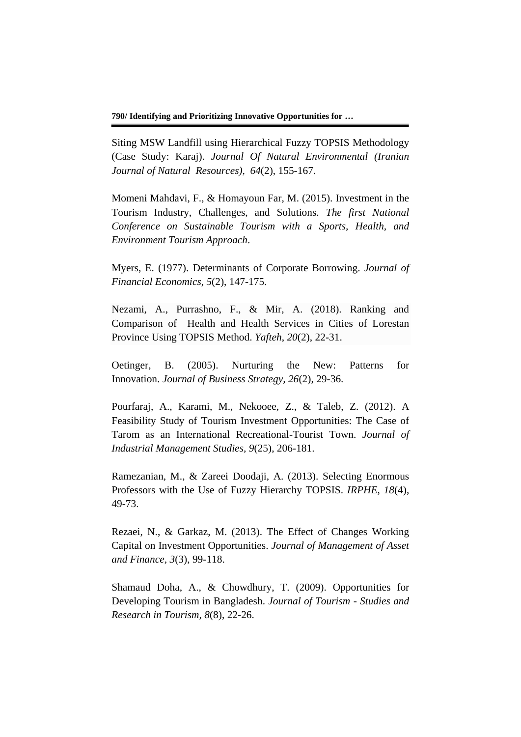Siting MSW Landfill using Hierarchical Fuzzy TOPSIS Methodology (Case Study: Karaj). *Journal Of Natural Environmental (Iranian Journal of Natural Resources)*, *64*(2), 155-167.

Momeni Mahdavi, F., & Homayoun Far, M. (2015). Investment in the Tourism Industry, Challenges, and Solutions. *The first National Conference on Sustainable Tourism with a Sports, Health, and Environment Tourism Approach*.

Myers, E. (1977). Determinants of Corporate Borrowing. *Journal of Financial Economics*, *5*(2), 147-175.

Nezami, A., Purrashno, F., & Mir, A. (2018). Ranking and Comparison of Health and Health Services in Cities of Lorestan Province Using TOPSIS Method. *Yafteh*, *20*(2), 22-31.

Oetinger, B. (2005). Nurturing the New: Patterns for Innovation. *Journal of Business Strategy, 26*(2), 29-36.

Pourfaraj, A., Karami, M., Nekooee, Z., & Taleb, Z. (2012). A Feasibility Study of Tourism Investment Opportunities: The Case of Tarom as an International Recreational-Tourist Town. *Journal of Industrial Management Studies, 9*(25), 206-181.

Ramezanian, M., & Zareei Doodaji, A. (2013). Selecting Enormous Professors with the Use of Fuzzy Hierarchy TOPSIS. *IRPHE*, *18*(4), 49-73.

Rezaei, N., & Garkaz, M. (2013). The Effect of Changes Working Capital on Investment Opportunities. *Journal of Management of Asset and Finance, 3*(3), 99-118.

Shamaud Doha, A., & Chowdhury, T. (2009). Opportunities for Developing Tourism in Bangladesh. *Journal of Tourism - Studies and Research in Tourism, 8*(8), 22-26.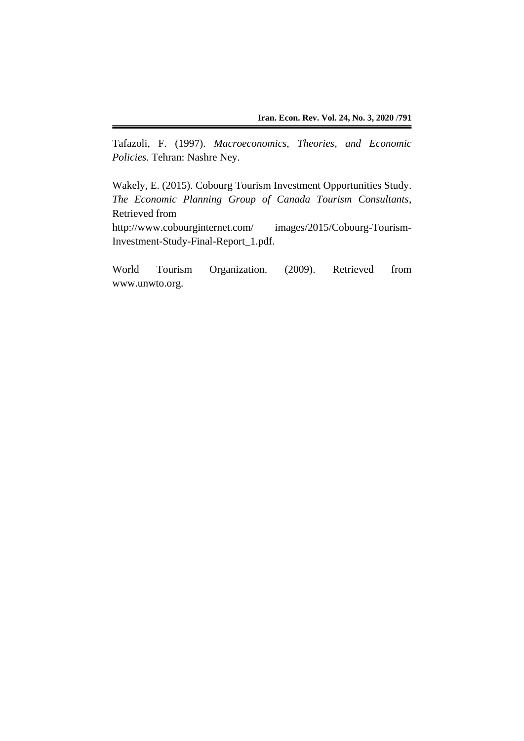Tafazoli, F. (1997). *Macroeconomics, Theories, and Economic Policies*. Tehran: Nashre Ney.

Wakely, E. (2015). Cobourg Tourism Investment Opportunities Study. *The Economic Planning Group of Canada Tourism Consultants*, Retrieved from http://www.cobourginternet.com/ images/2015/Cobourg-Tourism-Investment-Study-Final-Report_1.pdf.

World Tourism Organization. (2009). Retrieved from www.unwto.org.